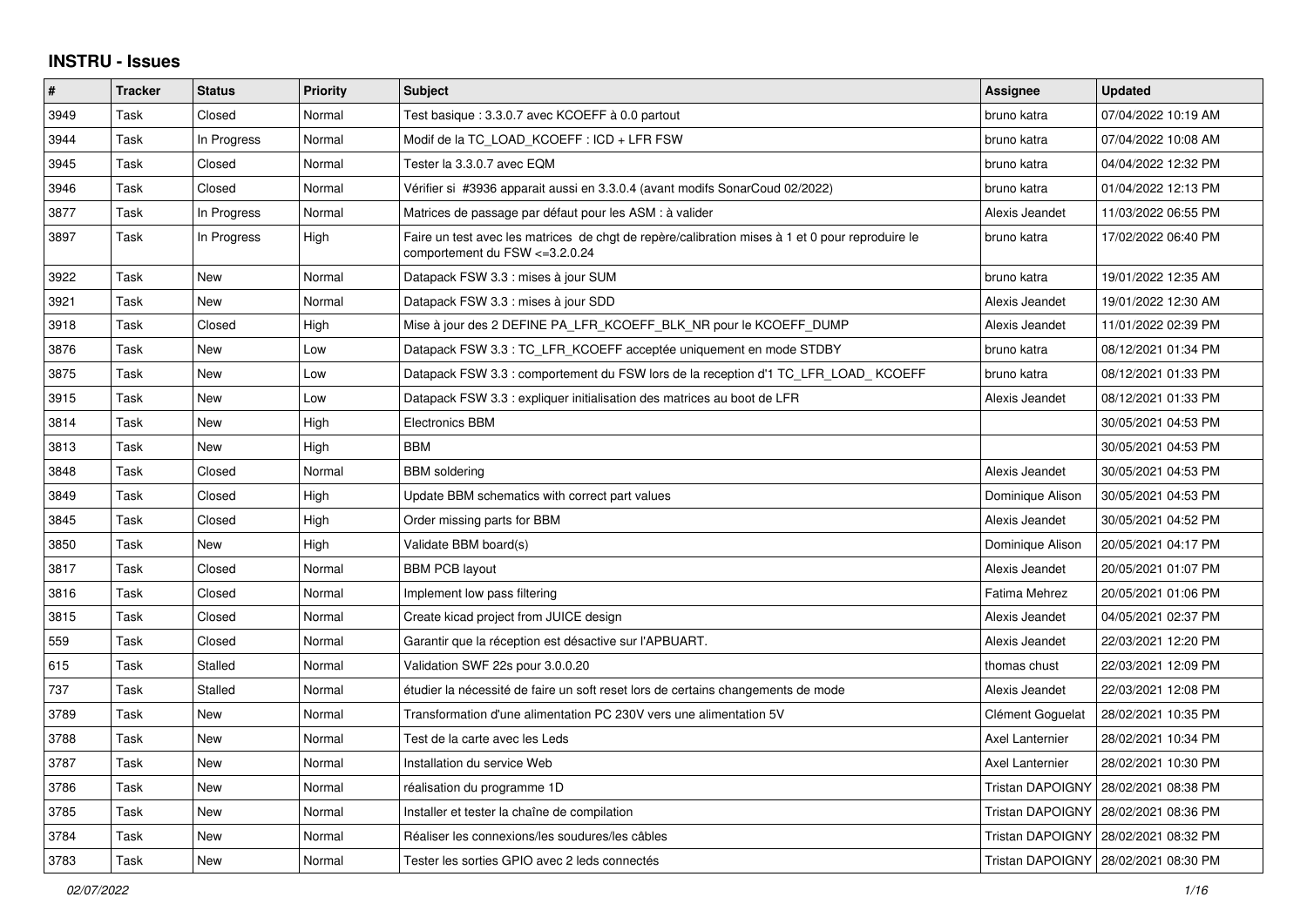# INSTRU - Issues

| # | Tracker | Status | Priority | Subject | Assignee | Updated |
|---|---|---|---|---|---|---|
| 3949 | Task | Closed | Normal | Test basique : 3.3.0.7 avec KCOEFF à 0.0 partout | bruno katra | 07/04/2022 10:19 AM |
| 3944 | Task | In Progress | Normal | Modif de la TC_LOAD_KCOEFF : ICD + LFR FSW | bruno katra | 07/04/2022 10:08 AM |
| 3945 | Task | Closed | Normal | Tester la 3.3.0.7 avec EQM | bruno katra | 04/04/2022 12:32 PM |
| 3946 | Task | Closed | Normal | Vérifier si #3936 apparait aussi en 3.3.0.4 (avant modifs SonarCoud 02/2022) | bruno katra | 01/04/2022 12:13 PM |
| 3877 | Task | In Progress | Normal | Matrices de passage par défaut pour les ASM : à valider | Alexis Jeandet | 11/03/2022 06:55 PM |
| 3897 | Task | In Progress | High | Faire un test avec les matrices de chgt de repère/calibration mises à 1 et 0 pour reproduire le comportement du FSW <=3.2.0.24 | bruno katra | 17/02/2022 06:40 PM |
| 3922 | Task | New | Normal | Datapack FSW 3.3 : mises à jour SUM | bruno katra | 19/01/2022 12:35 AM |
| 3921 | Task | New | Normal | Datapack FSW 3.3 : mises à jour SDD | Alexis Jeandet | 19/01/2022 12:30 AM |
| 3918 | Task | Closed | High | Mise à jour des 2 DEFINE PA_LFR_KCOEFF_BLK_NR pour le KCOEFF_DUMP | Alexis Jeandet | 11/01/2022 02:39 PM |
| 3876 | Task | New | Low | Datapack FSW 3.3 : TC_LFR_KCOEFF acceptée uniquement en mode STDBY | bruno katra | 08/12/2021 01:34 PM |
| 3875 | Task | New | Low | Datapack FSW 3.3 : comportement du FSW lors de la reception d'1 TC_LFR_LOAD_ KCOEFF | bruno katra | 08/12/2021 01:33 PM |
| 3915 | Task | New | Low | Datapack FSW 3.3 : expliquer initialisation des matrices au boot de LFR | Alexis Jeandet | 08/12/2021 01:33 PM |
| 3814 | Task | New | High | Electronics BBM | | 30/05/2021 04:53 PM |
| 3813 | Task | New | High | BBM | | 30/05/2021 04:53 PM |
| 3848 | Task | Closed | Normal | BBM soldering | Alexis Jeandet | 30/05/2021 04:53 PM |
| 3849 | Task | Closed | High | Update BBM schematics with correct part values | Dominique Alison | 30/05/2021 04:53 PM |
| 3845 | Task | Closed | High | Order missing parts for BBM | Alexis Jeandet | 30/05/2021 04:52 PM |
| 3850 | Task | New | High | Validate BBM board(s) | Dominique Alison | 20/05/2021 04:17 PM |
| 3817 | Task | Closed | Normal | BBM PCB layout | Alexis Jeandet | 20/05/2021 01:07 PM |
| 3816 | Task | Closed | Normal | Implement low pass filtering | Fatima Mehrez | 20/05/2021 01:06 PM |
| 3815 | Task | Closed | Normal | Create kicad project from JUICE design | Alexis Jeandet | 04/05/2021 02:37 PM |
| 559 | Task | Closed | Normal | Garantir que la réception est désactive sur l'APBUART. | Alexis Jeandet | 22/03/2021 12:20 PM |
| 615 | Task | Stalled | Normal | Validation SWF 22s pour 3.0.0.20 | thomas chust | 22/03/2021 12:09 PM |
| 737 | Task | Stalled | Normal | étudier la nécessité de faire un soft reset lors de certains changements de mode | Alexis Jeandet | 22/03/2021 12:08 PM |
| 3789 | Task | New | Normal | Transformation d'une alimentation PC 230V vers une alimentation 5V | Clément Goguelat | 28/02/2021 10:35 PM |
| 3788 | Task | New | Normal | Test de la carte avec les Leds | Axel Lanternier | 28/02/2021 10:34 PM |
| 3787 | Task | New | Normal | Installation du service Web | Axel Lanternier | 28/02/2021 10:30 PM |
| 3786 | Task | New | Normal | réalisation du programme 1D | Tristan DAPOIGNY | 28/02/2021 08:38 PM |
| 3785 | Task | New | Normal | Installer et tester la chaîne de compilation | Tristan DAPOIGNY | 28/02/2021 08:36 PM |
| 3784 | Task | New | Normal | Réaliser les connexions/les soudures/les câbles | Tristan DAPOIGNY | 28/02/2021 08:32 PM |
| 3783 | Task | New | Normal | Tester les sorties GPIO avec 2 leds connectés | Tristan DAPOIGNY | 28/02/2021 08:30 PM |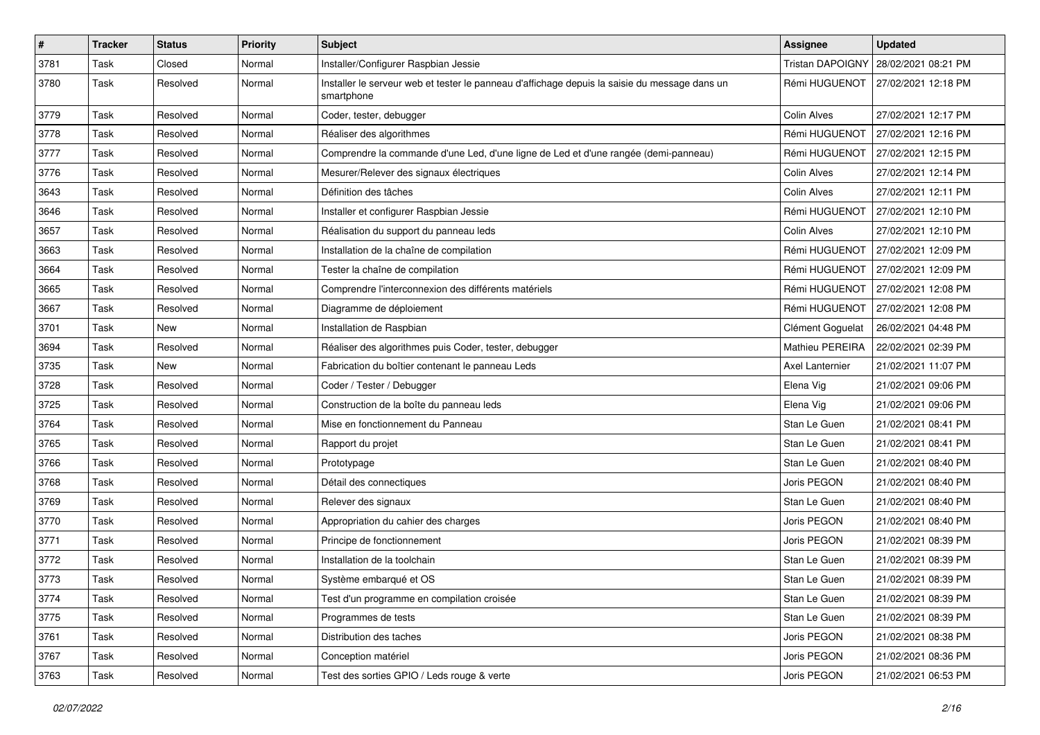| # | Tracker | Status | Priority | Subject | Assignee | Updated |
|---|---|---|---|---|---|---|
| 3781 | Task | Closed | Normal | Installer/Configurer Raspbian Jessie | Tristan DAPOIGNY | 28/02/2021 08:21 PM |
| 3780 | Task | Resolved | Normal | Installer le serveur web et tester le panneau d'affichage depuis la saisie du message dans un smartphone | Rémi HUGUENOT | 27/02/2021 12:18 PM |
| 3779 | Task | Resolved | Normal | Coder, tester, debugger | Colin Alves | 27/02/2021 12:17 PM |
| 3778 | Task | Resolved | Normal | Réaliser des algorithmes | Rémi HUGUENOT | 27/02/2021 12:16 PM |
| 3777 | Task | Resolved | Normal | Comprendre la commande d'une Led, d'une ligne de Led et d'une rangée (demi-panneau) | Rémi HUGUENOT | 27/02/2021 12:15 PM |
| 3776 | Task | Resolved | Normal | Mesurer/Relever des signaux électriques | Colin Alves | 27/02/2021 12:14 PM |
| 3643 | Task | Resolved | Normal | Définition des tâches | Colin Alves | 27/02/2021 12:11 PM |
| 3646 | Task | Resolved | Normal | Installer et configurer Raspbian Jessie | Rémi HUGUENOT | 27/02/2021 12:10 PM |
| 3657 | Task | Resolved | Normal | Réalisation du support du panneau leds | Colin Alves | 27/02/2021 12:10 PM |
| 3663 | Task | Resolved | Normal | Installation de la chaîne de compilation | Rémi HUGUENOT | 27/02/2021 12:09 PM |
| 3664 | Task | Resolved | Normal | Tester la chaîne de compilation | Rémi HUGUENOT | 27/02/2021 12:09 PM |
| 3665 | Task | Resolved | Normal | Comprendre l'interconnexion des différents matériels | Rémi HUGUENOT | 27/02/2021 12:08 PM |
| 3667 | Task | Resolved | Normal | Diagramme de déploiement | Rémi HUGUENOT | 27/02/2021 12:08 PM |
| 3701 | Task | New | Normal | Installation de Raspbian | Clément Goguelat | 26/02/2021 04:48 PM |
| 3694 | Task | Resolved | Normal | Réaliser des algorithmes puis Coder, tester, debugger | Mathieu PEREIRA | 22/02/2021 02:39 PM |
| 3735 | Task | New | Normal | Fabrication du boîtier contenant le panneau Leds | Axel Lanternier | 21/02/2021 11:07 PM |
| 3728 | Task | Resolved | Normal | Coder / Tester / Debugger | Elena Vig | 21/02/2021 09:06 PM |
| 3725 | Task | Resolved | Normal | Construction de la boîte du panneau leds | Elena Vig | 21/02/2021 09:06 PM |
| 3764 | Task | Resolved | Normal | Mise en fonctionnement du Panneau | Stan Le Guen | 21/02/2021 08:41 PM |
| 3765 | Task | Resolved | Normal | Rapport du projet | Stan Le Guen | 21/02/2021 08:41 PM |
| 3766 | Task | Resolved | Normal | Prototypage | Stan Le Guen | 21/02/2021 08:40 PM |
| 3768 | Task | Resolved | Normal | Détail des connectiques | Joris PEGON | 21/02/2021 08:40 PM |
| 3769 | Task | Resolved | Normal | Relever des signaux | Stan Le Guen | 21/02/2021 08:40 PM |
| 3770 | Task | Resolved | Normal | Appropriation du cahier des charges | Joris PEGON | 21/02/2021 08:40 PM |
| 3771 | Task | Resolved | Normal | Principe de fonctionnement | Joris PEGON | 21/02/2021 08:39 PM |
| 3772 | Task | Resolved | Normal | Installation de la toolchain | Stan Le Guen | 21/02/2021 08:39 PM |
| 3773 | Task | Resolved | Normal | Système embarqué et OS | Stan Le Guen | 21/02/2021 08:39 PM |
| 3774 | Task | Resolved | Normal | Test d'un programme en compilation croisée | Stan Le Guen | 21/02/2021 08:39 PM |
| 3775 | Task | Resolved | Normal | Programmes de tests | Stan Le Guen | 21/02/2021 08:39 PM |
| 3761 | Task | Resolved | Normal | Distribution des taches | Joris PEGON | 21/02/2021 08:38 PM |
| 3767 | Task | Resolved | Normal | Conception matériel | Joris PEGON | 21/02/2021 08:36 PM |
| 3763 | Task | Resolved | Normal | Test des sorties GPIO / Leds rouge & verte | Joris PEGON | 21/02/2021 06:53 PM |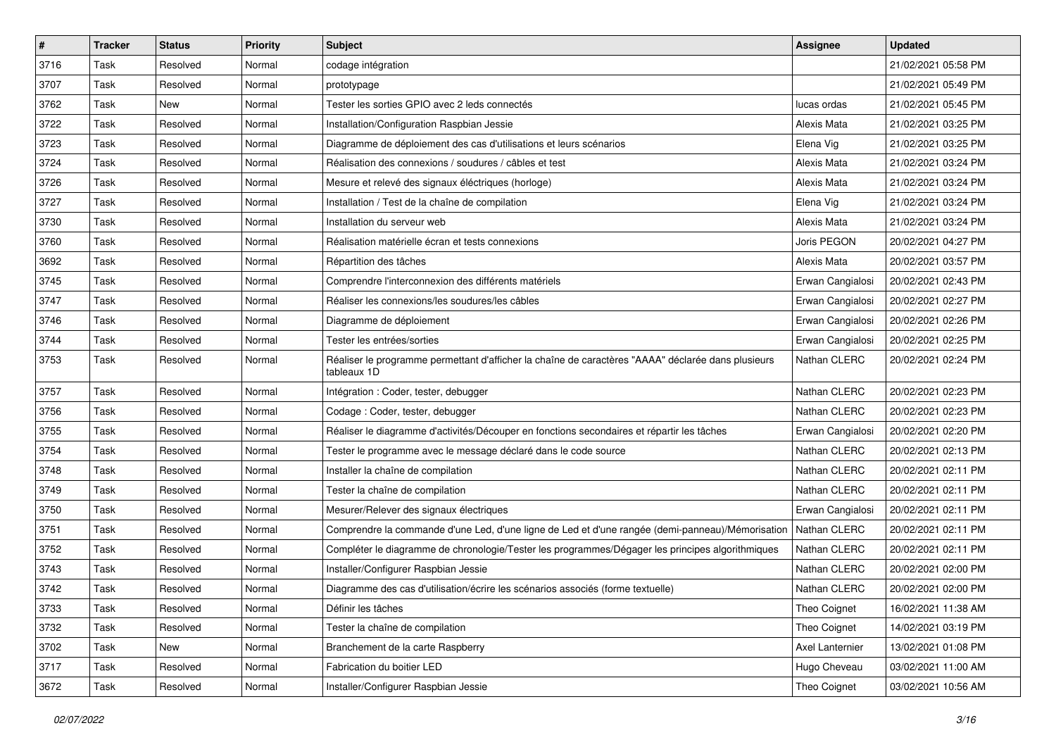| # | Tracker | Status | Priority | Subject | Assignee | Updated |
|---|---|---|---|---|---|---|
| 3716 | Task | Resolved | Normal | codage intégration | | 21/02/2021 05:58 PM |
| 3707 | Task | Resolved | Normal | prototypage | | 21/02/2021 05:49 PM |
| 3762 | Task | New | Normal | Tester les sorties GPIO avec 2 leds connectés | lucas ordas | 21/02/2021 05:45 PM |
| 3722 | Task | Resolved | Normal | Installation/Configuration Raspbian Jessie | Alexis Mata | 21/02/2021 03:25 PM |
| 3723 | Task | Resolved | Normal | Diagramme de déploiement des cas d'utilisations et leurs scénarios | Elena Vig | 21/02/2021 03:25 PM |
| 3724 | Task | Resolved | Normal | Réalisation des connexions / soudures / câbles et test | Alexis Mata | 21/02/2021 03:24 PM |
| 3726 | Task | Resolved | Normal | Mesure et relevé des signaux éléctriques (horloge) | Alexis Mata | 21/02/2021 03:24 PM |
| 3727 | Task | Resolved | Normal | Installation / Test de la chaîne de compilation | Elena Vig | 21/02/2021 03:24 PM |
| 3730 | Task | Resolved | Normal | Installation du serveur web | Alexis Mata | 21/02/2021 03:24 PM |
| 3760 | Task | Resolved | Normal | Réalisation matérielle écran et tests connexions | Joris PEGON | 20/02/2021 04:27 PM |
| 3692 | Task | Resolved | Normal | Répartition des tâches | Alexis Mata | 20/02/2021 03:57 PM |
| 3745 | Task | Resolved | Normal | Comprendre l'interconnexion des différents matériels | Erwan Cangialosi | 20/02/2021 02:43 PM |
| 3747 | Task | Resolved | Normal | Réaliser les connexions/les soudures/les câbles | Erwan Cangialosi | 20/02/2021 02:27 PM |
| 3746 | Task | Resolved | Normal | Diagramme de déploiement | Erwan Cangialosi | 20/02/2021 02:26 PM |
| 3744 | Task | Resolved | Normal | Tester les entrées/sorties | Erwan Cangialosi | 20/02/2021 02:25 PM |
| 3753 | Task | Resolved | Normal | Réaliser le programme permettant d'afficher la chaîne de caractères "AAAA" déclarée dans plusieurs tableaux 1D | Nathan CLERC | 20/02/2021 02:24 PM |
| 3757 | Task | Resolved | Normal | Intégration : Coder, tester, debugger | Nathan CLERC | 20/02/2021 02:23 PM |
| 3756 | Task | Resolved | Normal | Codage : Coder, tester, debugger | Nathan CLERC | 20/02/2021 02:23 PM |
| 3755 | Task | Resolved | Normal | Réaliser le diagramme d'activités/Découper en fonctions secondaires et répartir les tâches | Erwan Cangialosi | 20/02/2021 02:20 PM |
| 3754 | Task | Resolved | Normal | Tester le programme avec le message déclaré dans le code source | Nathan CLERC | 20/02/2021 02:13 PM |
| 3748 | Task | Resolved | Normal | Installer la chaîne de compilation | Nathan CLERC | 20/02/2021 02:11 PM |
| 3749 | Task | Resolved | Normal | Tester la chaîne de compilation | Nathan CLERC | 20/02/2021 02:11 PM |
| 3750 | Task | Resolved | Normal | Mesurer/Relever des signaux électriques | Erwan Cangialosi | 20/02/2021 02:11 PM |
| 3751 | Task | Resolved | Normal | Comprendre la commande d'une Led, d'une ligne de Led et d'une rangée (demi-panneau)/Mémorisation | Nathan CLERC | 20/02/2021 02:11 PM |
| 3752 | Task | Resolved | Normal | Compléter le diagramme de chronologie/Tester les programmes/Dégager les principes algorithmiques | Nathan CLERC | 20/02/2021 02:11 PM |
| 3743 | Task | Resolved | Normal | Installer/Configurer Raspbian Jessie | Nathan CLERC | 20/02/2021 02:00 PM |
| 3742 | Task | Resolved | Normal | Diagramme des cas d'utilisation/écrire les scénarios associés (forme textuelle) | Nathan CLERC | 20/02/2021 02:00 PM |
| 3733 | Task | Resolved | Normal | Définir les tâches | Theo Coignet | 16/02/2021 11:38 AM |
| 3732 | Task | Resolved | Normal | Tester la chaîne de compilation | Theo Coignet | 14/02/2021 03:19 PM |
| 3702 | Task | New | Normal | Branchement de la carte Raspberry | Axel Lanternier | 13/02/2021 01:08 PM |
| 3717 | Task | Resolved | Normal | Fabrication du boitier LED | Hugo Cheveau | 03/02/2021 11:00 AM |
| 3672 | Task | Resolved | Normal | Installer/Configurer Raspbian Jessie | Theo Coignet | 03/02/2021 10:56 AM |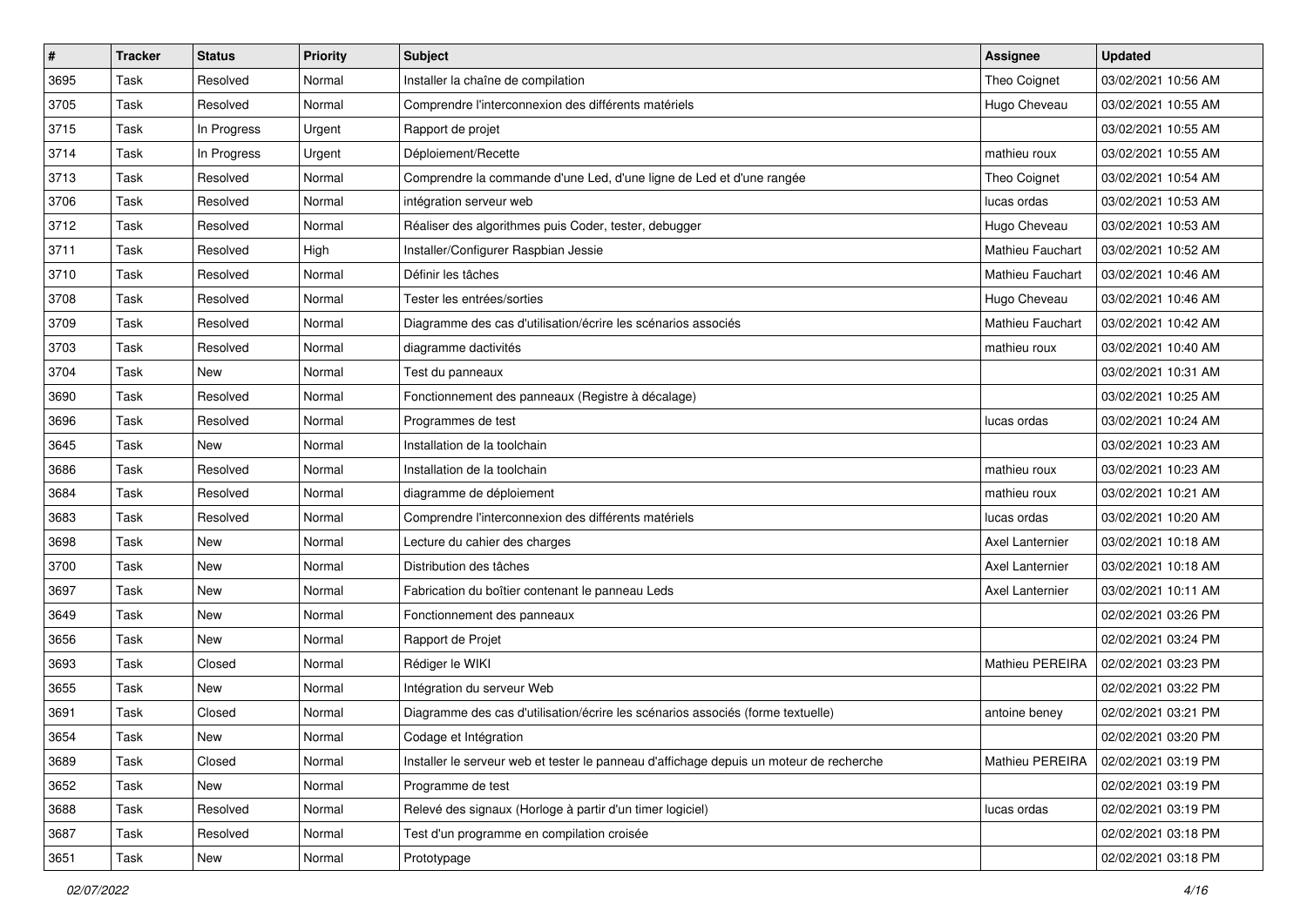| # | Tracker | Status | Priority | Subject | Assignee | Updated |
|---|---|---|---|---|---|---|
| 3695 | Task | Resolved | Normal | Installer la chaîne de compilation | Theo Coignet | 03/02/2021 10:56 AM |
| 3705 | Task | Resolved | Normal | Comprendre l'interconnexion des différents matériels | Hugo Cheveau | 03/02/2021 10:55 AM |
| 3715 | Task | In Progress | Urgent | Rapport de projet | | 03/02/2021 10:55 AM |
| 3714 | Task | In Progress | Urgent | Déploiement/Recette | mathieu roux | 03/02/2021 10:55 AM |
| 3713 | Task | Resolved | Normal | Comprendre la commande d'une Led, d'une ligne de Led et d'une rangée | Theo Coignet | 03/02/2021 10:54 AM |
| 3706 | Task | Resolved | Normal | intégration serveur web | lucas ordas | 03/02/2021 10:53 AM |
| 3712 | Task | Resolved | Normal | Réaliser des algorithmes puis Coder, tester, debugger | Hugo Cheveau | 03/02/2021 10:53 AM |
| 3711 | Task | Resolved | High | Installer/Configurer Raspbian Jessie | Mathieu Fauchart | 03/02/2021 10:52 AM |
| 3710 | Task | Resolved | Normal | Définir les tâches | Mathieu Fauchart | 03/02/2021 10:46 AM |
| 3708 | Task | Resolved | Normal | Tester les entrées/sorties | Hugo Cheveau | 03/02/2021 10:46 AM |
| 3709 | Task | Resolved | Normal | Diagramme des cas d'utilisation/écrire les scénarios associés | Mathieu Fauchart | 03/02/2021 10:42 AM |
| 3703 | Task | Resolved | Normal | diagramme dactivités | mathieu roux | 03/02/2021 10:40 AM |
| 3704 | Task | New | Normal | Test du panneaux | | 03/02/2021 10:31 AM |
| 3690 | Task | Resolved | Normal | Fonctionnement des panneaux (Registre à décalage) | | 03/02/2021 10:25 AM |
| 3696 | Task | Resolved | Normal | Programmes de test | lucas ordas | 03/02/2021 10:24 AM |
| 3645 | Task | New | Normal | Installation de la toolchain | | 03/02/2021 10:23 AM |
| 3686 | Task | Resolved | Normal | Installation de la toolchain | mathieu roux | 03/02/2021 10:23 AM |
| 3684 | Task | Resolved | Normal | diagramme de déploiement | mathieu roux | 03/02/2021 10:21 AM |
| 3683 | Task | Resolved | Normal | Comprendre l'interconnexion des différents matériels | lucas ordas | 03/02/2021 10:20 AM |
| 3698 | Task | New | Normal | Lecture du cahier des charges | Axel Lanternier | 03/02/2021 10:18 AM |
| 3700 | Task | New | Normal | Distribution des tâches | Axel Lanternier | 03/02/2021 10:18 AM |
| 3697 | Task | New | Normal | Fabrication du boîtier contenant le panneau Leds | Axel Lanternier | 03/02/2021 10:11 AM |
| 3649 | Task | New | Normal | Fonctionnement des panneaux | | 02/02/2021 03:26 PM |
| 3656 | Task | New | Normal | Rapport de Projet | | 02/02/2021 03:24 PM |
| 3693 | Task | Closed | Normal | Rédiger le WIKI | Mathieu PEREIRA | 02/02/2021 03:23 PM |
| 3655 | Task | New | Normal | Intégration du serveur Web | | 02/02/2021 03:22 PM |
| 3691 | Task | Closed | Normal | Diagramme des cas d'utilisation/écrire les scénarios associés (forme textuelle) | antoine beney | 02/02/2021 03:21 PM |
| 3654 | Task | New | Normal | Codage et Intégration | | 02/02/2021 03:20 PM |
| 3689 | Task | Closed | Normal | Installer le serveur web et tester le panneau d'affichage depuis un moteur de recherche | Mathieu PEREIRA | 02/02/2021 03:19 PM |
| 3652 | Task | New | Normal | Programme de test | | 02/02/2021 03:19 PM |
| 3688 | Task | Resolved | Normal | Relevé des signaux (Horloge à partir d'un timer logiciel) | lucas ordas | 02/02/2021 03:19 PM |
| 3687 | Task | Resolved | Normal | Test d'un programme en compilation croisée | | 02/02/2021 03:18 PM |
| 3651 | Task | New | Normal | Prototypage | | 02/02/2021 03:18 PM |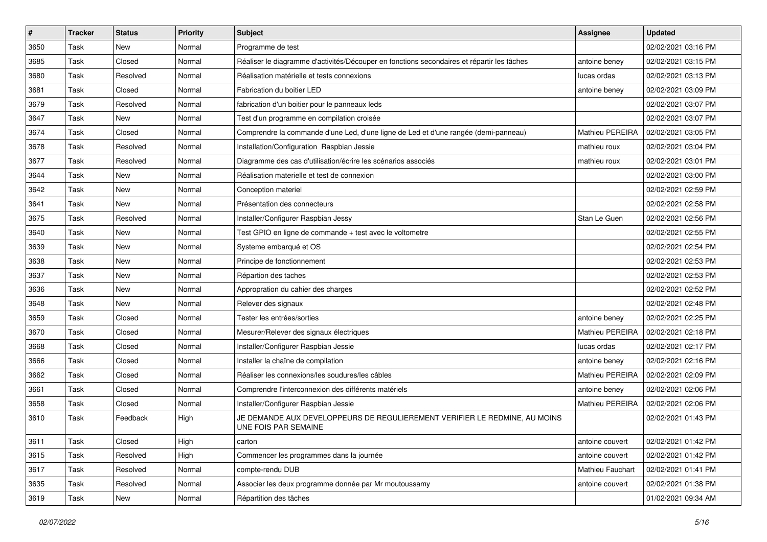| # | Tracker | Status | Priority | Subject | Assignee | Updated |
|---|---|---|---|---|---|---|
| 3650 | Task | New | Normal | Programme de test | | 02/02/2021 03:16 PM |
| 3685 | Task | Closed | Normal | Réaliser le diagramme d'activités/Découper en fonctions secondaires et répartir les tâches | antoine beney | 02/02/2021 03:15 PM |
| 3680 | Task | Resolved | Normal | Réalisation matérielle et tests connexions | lucas ordas | 02/02/2021 03:13 PM |
| 3681 | Task | Closed | Normal | Fabrication du boitier LED | antoine beney | 02/02/2021 03:09 PM |
| 3679 | Task | Resolved | Normal | fabrication d'un boitier pour le panneaux leds | | 02/02/2021 03:07 PM |
| 3647 | Task | New | Normal | Test d'un programme en compilation croisée | | 02/02/2021 03:07 PM |
| 3674 | Task | Closed | Normal | Comprendre la commande d'une Led, d'une ligne de Led et d'une rangée (demi-panneau) | Mathieu PEREIRA | 02/02/2021 03:05 PM |
| 3678 | Task | Resolved | Normal | Installation/Configuration Raspbian Jessie | mathieu roux | 02/02/2021 03:04 PM |
| 3677 | Task | Resolved | Normal | Diagramme des cas d'utilisation/écrire les scénarios associés | mathieu roux | 02/02/2021 03:01 PM |
| 3644 | Task | New | Normal | Réalisation materielle et test de connexion | | 02/02/2021 03:00 PM |
| 3642 | Task | New | Normal | Conception materiel | | 02/02/2021 02:59 PM |
| 3641 | Task | New | Normal | Présentation des connecteurs | | 02/02/2021 02:58 PM |
| 3675 | Task | Resolved | Normal | Installer/Configurer Raspbian Jessy | Stan Le Guen | 02/02/2021 02:56 PM |
| 3640 | Task | New | Normal | Test GPIO en ligne de commande + test avec le voltometre | | 02/02/2021 02:55 PM |
| 3639 | Task | New | Normal | Systeme embarqué et OS | | 02/02/2021 02:54 PM |
| 3638 | Task | New | Normal | Principe de fonctionnement | | 02/02/2021 02:53 PM |
| 3637 | Task | New | Normal | Répartion des taches | | 02/02/2021 02:53 PM |
| 3636 | Task | New | Normal | Appropration du cahier des charges | | 02/02/2021 02:52 PM |
| 3648 | Task | New | Normal | Relever des signaux | | 02/02/2021 02:48 PM |
| 3659 | Task | Closed | Normal | Tester les entrées/sorties | antoine beney | 02/02/2021 02:25 PM |
| 3670 | Task | Closed | Normal | Mesurer/Relever des signaux électriques | Mathieu PEREIRA | 02/02/2021 02:18 PM |
| 3668 | Task | Closed | Normal | Installer/Configurer Raspbian Jessie | lucas ordas | 02/02/2021 02:17 PM |
| 3666 | Task | Closed | Normal | Installer la chaîne de compilation | antoine beney | 02/02/2021 02:16 PM |
| 3662 | Task | Closed | Normal | Réaliser les connexions/les soudures/les câbles | Mathieu PEREIRA | 02/02/2021 02:09 PM |
| 3661 | Task | Closed | Normal | Comprendre l'interconnexion des différents matériels | antoine beney | 02/02/2021 02:06 PM |
| 3658 | Task | Closed | Normal | Installer/Configurer Raspbian Jessie | Mathieu PEREIRA | 02/02/2021 02:06 PM |
| 3610 | Task | Feedback | High | JE DEMANDE AUX DEVELOPPEURS DE REGULIEREMENT VERIFIER LE REDMINE, AU MOINS UNE FOIS PAR SEMAINE | | 02/02/2021 01:43 PM |
| 3611 | Task | Closed | High | carton | antoine couvert | 02/02/2021 01:42 PM |
| 3615 | Task | Resolved | High | Commencer les programmes dans la journée | antoine couvert | 02/02/2021 01:42 PM |
| 3617 | Task | Resolved | Normal | compte-rendu DUB | Mathieu Fauchart | 02/02/2021 01:41 PM |
| 3635 | Task | Resolved | Normal | Associer les deux programme donnée par Mr moutoussamy | antoine couvert | 02/02/2021 01:38 PM |
| 3619 | Task | New | Normal | Répartition des tâches | | 01/02/2021 09:34 AM |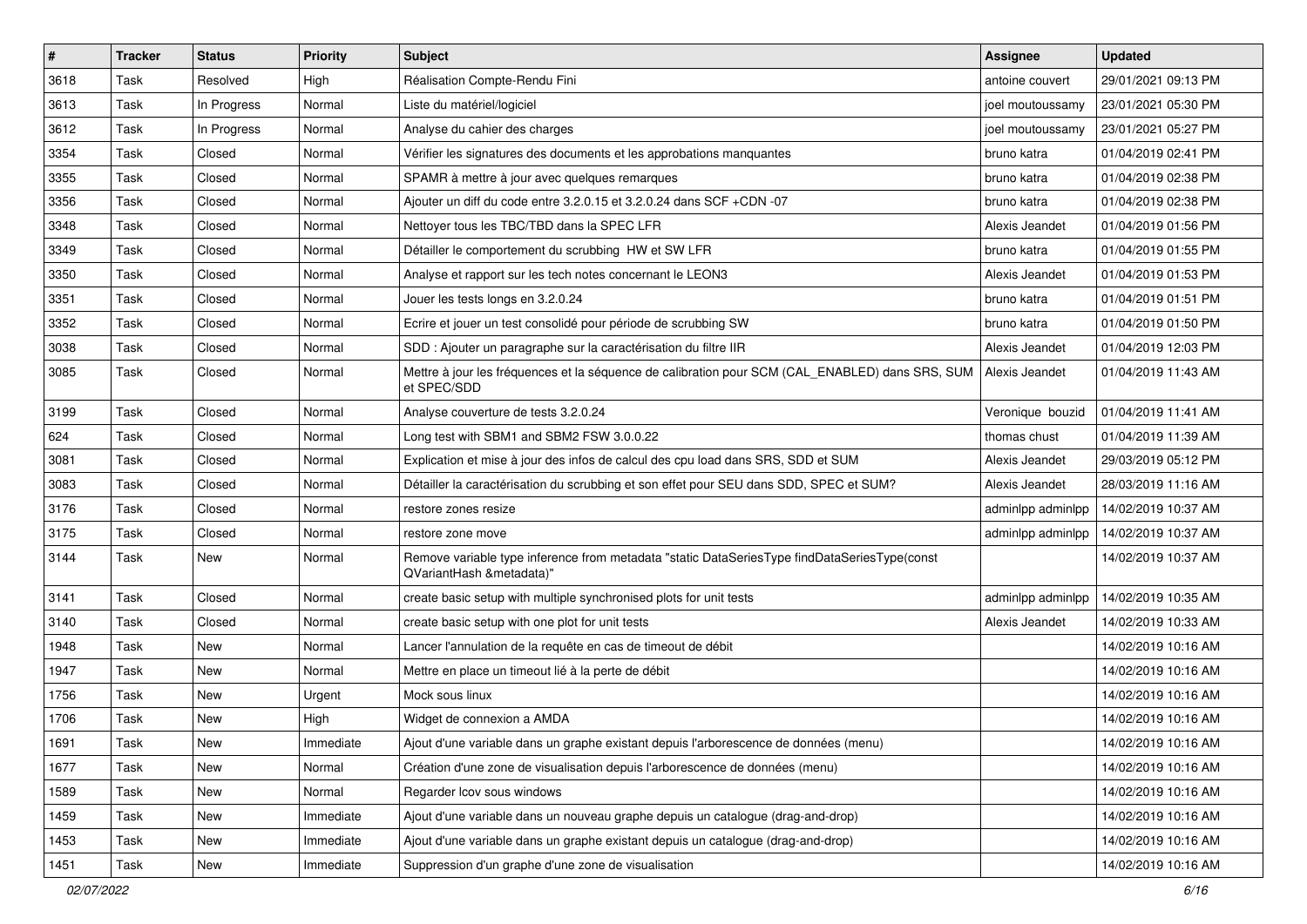| # | Tracker | Status | Priority | Subject | Assignee | Updated |
|---|---|---|---|---|---|---|
| 3618 | Task | Resolved | High | Réalisation Compte-Rendu Fini | antoine couvert | 29/01/2021 09:13 PM |
| 3613 | Task | In Progress | Normal | Liste du matériel/logiciel | joel moutoussamy | 23/01/2021 05:30 PM |
| 3612 | Task | In Progress | Normal | Analyse du cahier des charges | joel moutoussamy | 23/01/2021 05:27 PM |
| 3354 | Task | Closed | Normal | Vérifier les signatures des documents et les approbations manquantes | bruno katra | 01/04/2019 02:41 PM |
| 3355 | Task | Closed | Normal | SPAMR à mettre à jour avec quelques remarques | bruno katra | 01/04/2019 02:38 PM |
| 3356 | Task | Closed | Normal | Ajouter un diff du code entre 3.2.0.15 et 3.2.0.24 dans SCF +CDN -07 | bruno katra | 01/04/2019 02:38 PM |
| 3348 | Task | Closed | Normal | Nettoyer tous les TBC/TBD dans la SPEC LFR | Alexis Jeandet | 01/04/2019 01:56 PM |
| 3349 | Task | Closed | Normal | Détailler le comportement du scrubbing HW et SW LFR | bruno katra | 01/04/2019 01:55 PM |
| 3350 | Task | Closed | Normal | Analyse et rapport sur les tech notes concernant le LEON3 | Alexis Jeandet | 01/04/2019 01:53 PM |
| 3351 | Task | Closed | Normal | Jouer les tests longs en 3.2.0.24 | bruno katra | 01/04/2019 01:51 PM |
| 3352 | Task | Closed | Normal | Ecrire et jouer un test consolidé pour période de scrubbing SW | bruno katra | 01/04/2019 01:50 PM |
| 3038 | Task | Closed | Normal | SDD : Ajouter un paragraphe sur la caractérisation du filtre IIR | Alexis Jeandet | 01/04/2019 12:03 PM |
| 3085 | Task | Closed | Normal | Mettre à jour les fréquences et la séquence de calibration pour SCM (CAL_ENABLED) dans SRS, SUM et SPEC/SDD | Alexis Jeandet | 01/04/2019 11:43 AM |
| 3199 | Task | Closed | Normal | Analyse couverture de tests 3.2.0.24 | Veronique bouzid | 01/04/2019 11:41 AM |
| 624 | Task | Closed | Normal | Long test with SBM1 and SBM2 FSW 3.0.0.22 | thomas chust | 01/04/2019 11:39 AM |
| 3081 | Task | Closed | Normal | Explication et mise à jour des infos de calcul des cpu load dans SRS, SDD et SUM | Alexis Jeandet | 29/03/2019 05:12 PM |
| 3083 | Task | Closed | Normal | Détailler la caractérisation du scrubbing et son effet pour SEU dans SDD, SPEC et SUM? | Alexis Jeandet | 28/03/2019 11:16 AM |
| 3176 | Task | Closed | Normal | restore zones resize | adminlpp adminlpp | 14/02/2019 10:37 AM |
| 3175 | Task | Closed | Normal | restore zone move | adminlpp adminlpp | 14/02/2019 10:37 AM |
| 3144 | Task | New | Normal | Remove variable type inference from metadata "static DataSeriesType findDataSeriesType(const QVariantHash &metadata)" | | 14/02/2019 10:37 AM |
| 3141 | Task | Closed | Normal | create basic setup with multiple synchronised plots for unit tests | adminlpp adminlpp | 14/02/2019 10:35 AM |
| 3140 | Task | Closed | Normal | create basic setup with one plot for unit tests | Alexis Jeandet | 14/02/2019 10:33 AM |
| 1948 | Task | New | Normal | Lancer l'annulation de la requête en cas de timeout de débit | | 14/02/2019 10:16 AM |
| 1947 | Task | New | Normal | Mettre en place un timeout lié à la perte de débit | | 14/02/2019 10:16 AM |
| 1756 | Task | New | Urgent | Mock sous linux | | 14/02/2019 10:16 AM |
| 1706 | Task | New | High | Widget de connexion a AMDA | | 14/02/2019 10:16 AM |
| 1691 | Task | New | Immediate | Ajout d'une variable dans un graphe existant depuis l'arborescence de données (menu) | | 14/02/2019 10:16 AM |
| 1677 | Task | New | Normal | Création d'une zone de visualisation depuis l'arborescence de données (menu) | | 14/02/2019 10:16 AM |
| 1589 | Task | New | Normal | Regarder lcov sous windows | | 14/02/2019 10:16 AM |
| 1459 | Task | New | Immediate | Ajout d'une variable dans un nouveau graphe depuis un catalogue (drag-and-drop) | | 14/02/2019 10:16 AM |
| 1453 | Task | New | Immediate | Ajout d'une variable dans un graphe existant depuis un catalogue (drag-and-drop) | | 14/02/2019 10:16 AM |
| 1451 | Task | New | Immediate | Suppression d'un graphe d'une zone de visualisation | | 14/02/2019 10:16 AM |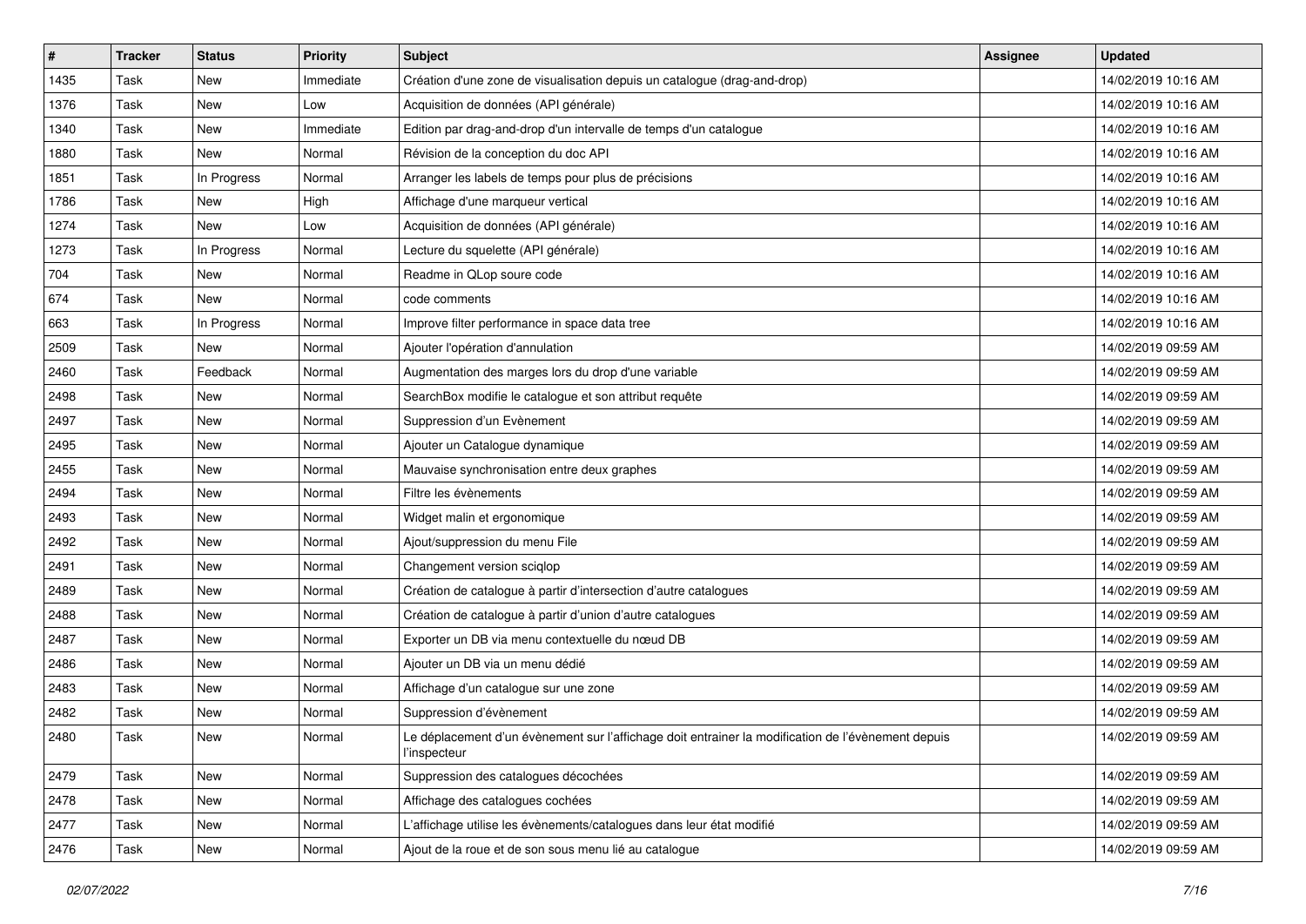| # | Tracker | Status | Priority | Subject | Assignee | Updated |
|---|---|---|---|---|---|---|
| 1435 | Task | New | Immediate | Création d'une zone de visualisation depuis un catalogue (drag-and-drop) | | 14/02/2019 10:16 AM |
| 1376 | Task | New | Low | Acquisition de données (API générale) | | 14/02/2019 10:16 AM |
| 1340 | Task | New | Immediate | Edition par drag-and-drop d'un intervalle de temps d'un catalogue | | 14/02/2019 10:16 AM |
| 1880 | Task | New | Normal | Révision de la conception du doc API | | 14/02/2019 10:16 AM |
| 1851 | Task | In Progress | Normal | Arranger les labels de temps pour plus de précisions | | 14/02/2019 10:16 AM |
| 1786 | Task | New | High | Affichage d'une marqueur vertical | | 14/02/2019 10:16 AM |
| 1274 | Task | New | Low | Acquisition de données (API générale) | | 14/02/2019 10:16 AM |
| 1273 | Task | In Progress | Normal | Lecture du squelette (API générale) | | 14/02/2019 10:16 AM |
| 704 | Task | New | Normal | Readme in QLop soure code | | 14/02/2019 10:16 AM |
| 674 | Task | New | Normal | code comments | | 14/02/2019 10:16 AM |
| 663 | Task | In Progress | Normal | Improve filter performance in space data tree | | 14/02/2019 10:16 AM |
| 2509 | Task | New | Normal | Ajouter l'opération d'annulation | | 14/02/2019 09:59 AM |
| 2460 | Task | Feedback | Normal | Augmentation des marges lors du drop d'une variable | | 14/02/2019 09:59 AM |
| 2498 | Task | New | Normal | SearchBox modifie le catalogue et son attribut requête | | 14/02/2019 09:59 AM |
| 2497 | Task | New | Normal | Suppression d'un Evènement | | 14/02/2019 09:59 AM |
| 2495 | Task | New | Normal | Ajouter un Catalogue dynamique | | 14/02/2019 09:59 AM |
| 2455 | Task | New | Normal | Mauvaise synchronisation entre deux graphes | | 14/02/2019 09:59 AM |
| 2494 | Task | New | Normal | Filtre les évènements | | 14/02/2019 09:59 AM |
| 2493 | Task | New | Normal | Widget malin et ergonomique | | 14/02/2019 09:59 AM |
| 2492 | Task | New | Normal | Ajout/suppression du menu File | | 14/02/2019 09:59 AM |
| 2491 | Task | New | Normal | Changement version sciqlop | | 14/02/2019 09:59 AM |
| 2489 | Task | New | Normal | Création de catalogue à partir d'intersection d'autre catalogues | | 14/02/2019 09:59 AM |
| 2488 | Task | New | Normal | Création de catalogue à partir d'union d'autre catalogues | | 14/02/2019 09:59 AM |
| 2487 | Task | New | Normal | Exporter un DB via menu contextuelle du nœud DB | | 14/02/2019 09:59 AM |
| 2486 | Task | New | Normal | Ajouter un DB via un menu dédié | | 14/02/2019 09:59 AM |
| 2483 | Task | New | Normal | Affichage d'un catalogue sur une zone | | 14/02/2019 09:59 AM |
| 2482 | Task | New | Normal | Suppression d'évènement | | 14/02/2019 09:59 AM |
| 2480 | Task | New | Normal | Le déplacement d'un évènement sur l'affichage doit entrainer la modification de l'évènement depuis l'inspecteur | | 14/02/2019 09:59 AM |
| 2479 | Task | New | Normal | Suppression des catalogues décochées | | 14/02/2019 09:59 AM |
| 2478 | Task | New | Normal | Affichage des catalogues cochées | | 14/02/2019 09:59 AM |
| 2477 | Task | New | Normal | L'affichage utilise les évènements/catalogues dans leur état modifié | | 14/02/2019 09:59 AM |
| 2476 | Task | New | Normal | Ajout de la roue et de son sous menu lié au catalogue | | 14/02/2019 09:59 AM |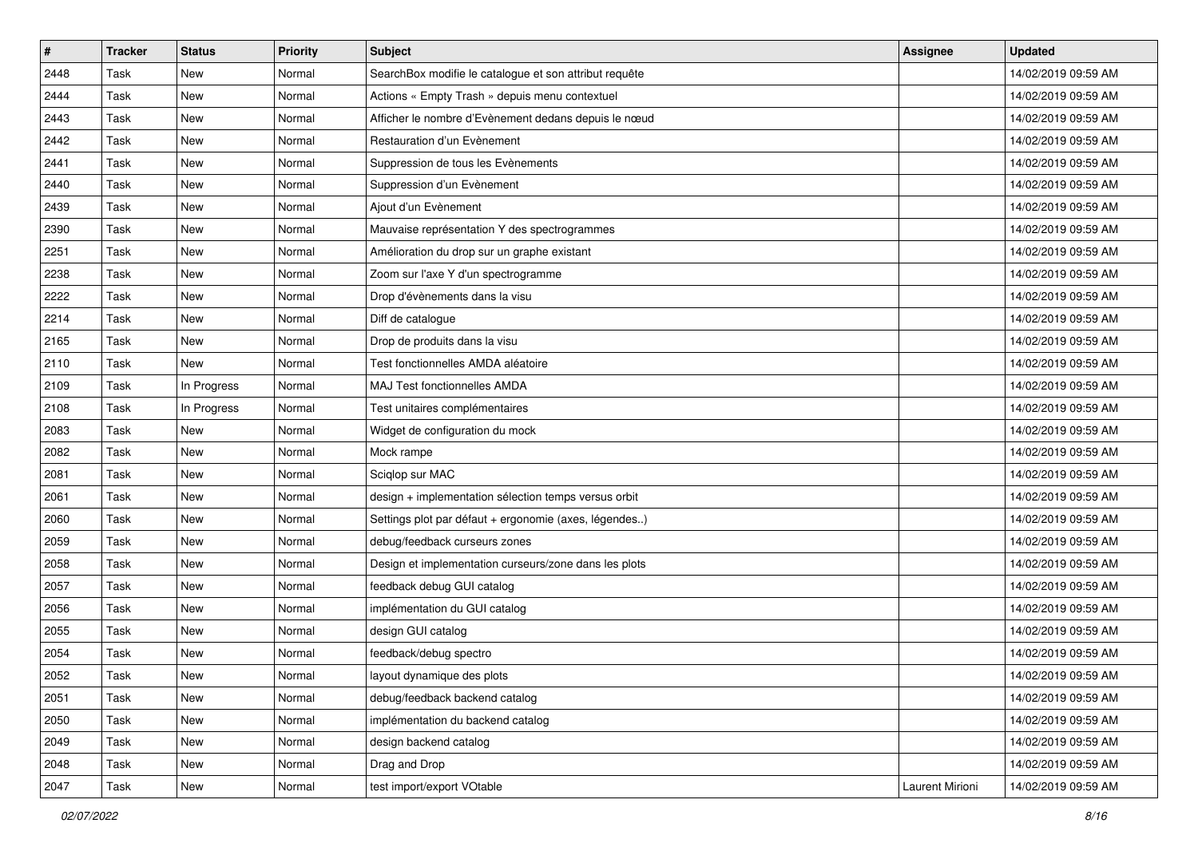| # | Tracker | Status | Priority | Subject | Assignee | Updated |
|---|---|---|---|---|---|---|
| 2448 | Task | New | Normal | SearchBox modifie le catalogue et son attribut requête | | 14/02/2019 09:59 AM |
| 2444 | Task | New | Normal | Actions « Empty Trash » depuis menu contextuel | | 14/02/2019 09:59 AM |
| 2443 | Task | New | Normal | Afficher le nombre d'Evènement dedans depuis le nœud | | 14/02/2019 09:59 AM |
| 2442 | Task | New | Normal | Restauration d'un Evènement | | 14/02/2019 09:59 AM |
| 2441 | Task | New | Normal | Suppression de tous les Evènements | | 14/02/2019 09:59 AM |
| 2440 | Task | New | Normal | Suppression d'un Evènement | | 14/02/2019 09:59 AM |
| 2439 | Task | New | Normal | Ajout d'un Evènement | | 14/02/2019 09:59 AM |
| 2390 | Task | New | Normal | Mauvaise représentation Y des spectrogrammes | | 14/02/2019 09:59 AM |
| 2251 | Task | New | Normal | Amélioration du drop sur un graphe existant | | 14/02/2019 09:59 AM |
| 2238 | Task | New | Normal | Zoom sur l'axe Y d'un spectrogramme | | 14/02/2019 09:59 AM |
| 2222 | Task | New | Normal | Drop d'évènements dans la visu | | 14/02/2019 09:59 AM |
| 2214 | Task | New | Normal | Diff de catalogue | | 14/02/2019 09:59 AM |
| 2165 | Task | New | Normal | Drop de produits dans la visu | | 14/02/2019 09:59 AM |
| 2110 | Task | New | Normal | Test fonctionnelles AMDA aléatoire | | 14/02/2019 09:59 AM |
| 2109 | Task | In Progress | Normal | MAJ Test fonctionnelles AMDA | | 14/02/2019 09:59 AM |
| 2108 | Task | In Progress | Normal | Test unitaires complémentaires | | 14/02/2019 09:59 AM |
| 2083 | Task | New | Normal | Widget de configuration du mock | | 14/02/2019 09:59 AM |
| 2082 | Task | New | Normal | Mock rampe | | 14/02/2019 09:59 AM |
| 2081 | Task | New | Normal | Sciqlop sur MAC | | 14/02/2019 09:59 AM |
| 2061 | Task | New | Normal | design + implementation sélection temps versus orbit | | 14/02/2019 09:59 AM |
| 2060 | Task | New | Normal | Settings plot par défaut + ergonomie (axes, légendes..) | | 14/02/2019 09:59 AM |
| 2059 | Task | New | Normal | debug/feedback curseurs zones | | 14/02/2019 09:59 AM |
| 2058 | Task | New | Normal | Design et implementation curseurs/zone dans les plots | | 14/02/2019 09:59 AM |
| 2057 | Task | New | Normal | feedback debug GUI catalog | | 14/02/2019 09:59 AM |
| 2056 | Task | New | Normal | implémentation du GUI catalog | | 14/02/2019 09:59 AM |
| 2055 | Task | New | Normal | design GUI catalog | | 14/02/2019 09:59 AM |
| 2054 | Task | New | Normal | feedback/debug spectro | | 14/02/2019 09:59 AM |
| 2052 | Task | New | Normal | layout dynamique des plots | | 14/02/2019 09:59 AM |
| 2051 | Task | New | Normal | debug/feedback backend catalog | | 14/02/2019 09:59 AM |
| 2050 | Task | New | Normal | implémentation du backend catalog | | 14/02/2019 09:59 AM |
| 2049 | Task | New | Normal | design backend catalog | | 14/02/2019 09:59 AM |
| 2048 | Task | New | Normal | Drag and Drop | | 14/02/2019 09:59 AM |
| 2047 | Task | New | Normal | test import/export VOtable | Laurent Mirioni | 14/02/2019 09:59 AM |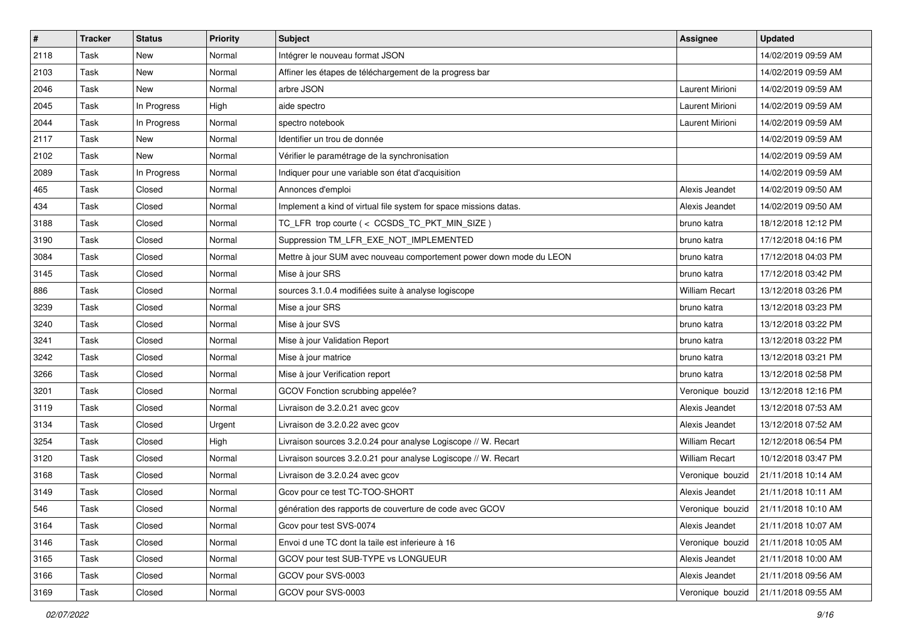| # | Tracker | Status | Priority | Subject | Assignee | Updated |
|---|---|---|---|---|---|---|
| 2118 | Task | New | Normal | Intégrer le nouveau format JSON | | 14/02/2019 09:59 AM |
| 2103 | Task | New | Normal | Affiner les étapes de téléchargement de la progress bar | | 14/02/2019 09:59 AM |
| 2046 | Task | New | Normal | arbre JSON | Laurent Mirioni | 14/02/2019 09:59 AM |
| 2045 | Task | In Progress | High | aide spectro | Laurent Mirioni | 14/02/2019 09:59 AM |
| 2044 | Task | In Progress | Normal | spectro notebook | Laurent Mirioni | 14/02/2019 09:59 AM |
| 2117 | Task | New | Normal | Identifier un trou de donnée | | 14/02/2019 09:59 AM |
| 2102 | Task | New | Normal | Vérifier le paramétrage de la synchronisation | | 14/02/2019 09:59 AM |
| 2089 | Task | In Progress | Normal | Indiquer pour une variable son état d'acquisition | | 14/02/2019 09:59 AM |
| 465 | Task | Closed | Normal | Annonces d'emploi | Alexis Jeandet | 14/02/2019 09:50 AM |
| 434 | Task | Closed | Normal | Implement a kind of virtual file system for space missions datas. | Alexis Jeandet | 14/02/2019 09:50 AM |
| 3188 | Task | Closed | Normal | TC_LFR trop courte ( < CCSDS_TC_PKT_MIN_SIZE ) | bruno katra | 18/12/2018 12:12 PM |
| 3190 | Task | Closed | Normal | Suppression TM_LFR_EXE_NOT_IMPLEMENTED | bruno katra | 17/12/2018 04:16 PM |
| 3084 | Task | Closed | Normal | Mettre à jour SUM avec nouveau comportement power down mode du LEON | bruno katra | 17/12/2018 04:03 PM |
| 3145 | Task | Closed | Normal | Mise à jour SRS | bruno katra | 17/12/2018 03:42 PM |
| 886 | Task | Closed | Normal | sources 3.1.0.4 modifiées suite à analyse logiscope | William Recart | 13/12/2018 03:26 PM |
| 3239 | Task | Closed | Normal | Mise a jour SRS | bruno katra | 13/12/2018 03:23 PM |
| 3240 | Task | Closed | Normal | Mise à jour SVS | bruno katra | 13/12/2018 03:22 PM |
| 3241 | Task | Closed | Normal | Mise à jour Validation Report | bruno katra | 13/12/2018 03:22 PM |
| 3242 | Task | Closed | Normal | Mise à jour matrice | bruno katra | 13/12/2018 03:21 PM |
| 3266 | Task | Closed | Normal | Mise à jour Verification report | bruno katra | 13/12/2018 02:58 PM |
| 3201 | Task | Closed | Normal | GCOV Fonction scrubbing appelée? | Veronique bouzid | 13/12/2018 12:16 PM |
| 3119 | Task | Closed | Normal | Livraison de 3.2.0.21 avec gcov | Alexis Jeandet | 13/12/2018 07:53 AM |
| 3134 | Task | Closed | Urgent | Livraison de 3.2.0.22 avec gcov | Alexis Jeandet | 13/12/2018 07:52 AM |
| 3254 | Task | Closed | High | Livraison sources 3.2.0.24 pour analyse Logiscope // W. Recart | William Recart | 12/12/2018 06:54 PM |
| 3120 | Task | Closed | Normal | Livraison sources 3.2.0.21 pour analyse Logiscope // W. Recart | William Recart | 10/12/2018 03:47 PM |
| 3168 | Task | Closed | Normal | Livraison de 3.2.0.24 avec gcov | Veronique bouzid | 21/11/2018 10:14 AM |
| 3149 | Task | Closed | Normal | Gcov pour ce test TC-TOO-SHORT | Alexis Jeandet | 21/11/2018 10:11 AM |
| 546 | Task | Closed | Normal | génération des rapports de couverture de code avec GCOV | Veronique bouzid | 21/11/2018 10:10 AM |
| 3164 | Task | Closed | Normal | Gcov pour test SVS-0074 | Alexis Jeandet | 21/11/2018 10:07 AM |
| 3146 | Task | Closed | Normal | Envoi d une TC dont la taile est inferieure à 16 | Veronique bouzid | 21/11/2018 10:05 AM |
| 3165 | Task | Closed | Normal | GCOV pour test SUB-TYPE vs LONGUEUR | Alexis Jeandet | 21/11/2018 10:00 AM |
| 3166 | Task | Closed | Normal | GCOV pour SVS-0003 | Alexis Jeandet | 21/11/2018 09:56 AM |
| 3169 | Task | Closed | Normal | GCOV pour SVS-0003 | Veronique bouzid | 21/11/2018 09:55 AM |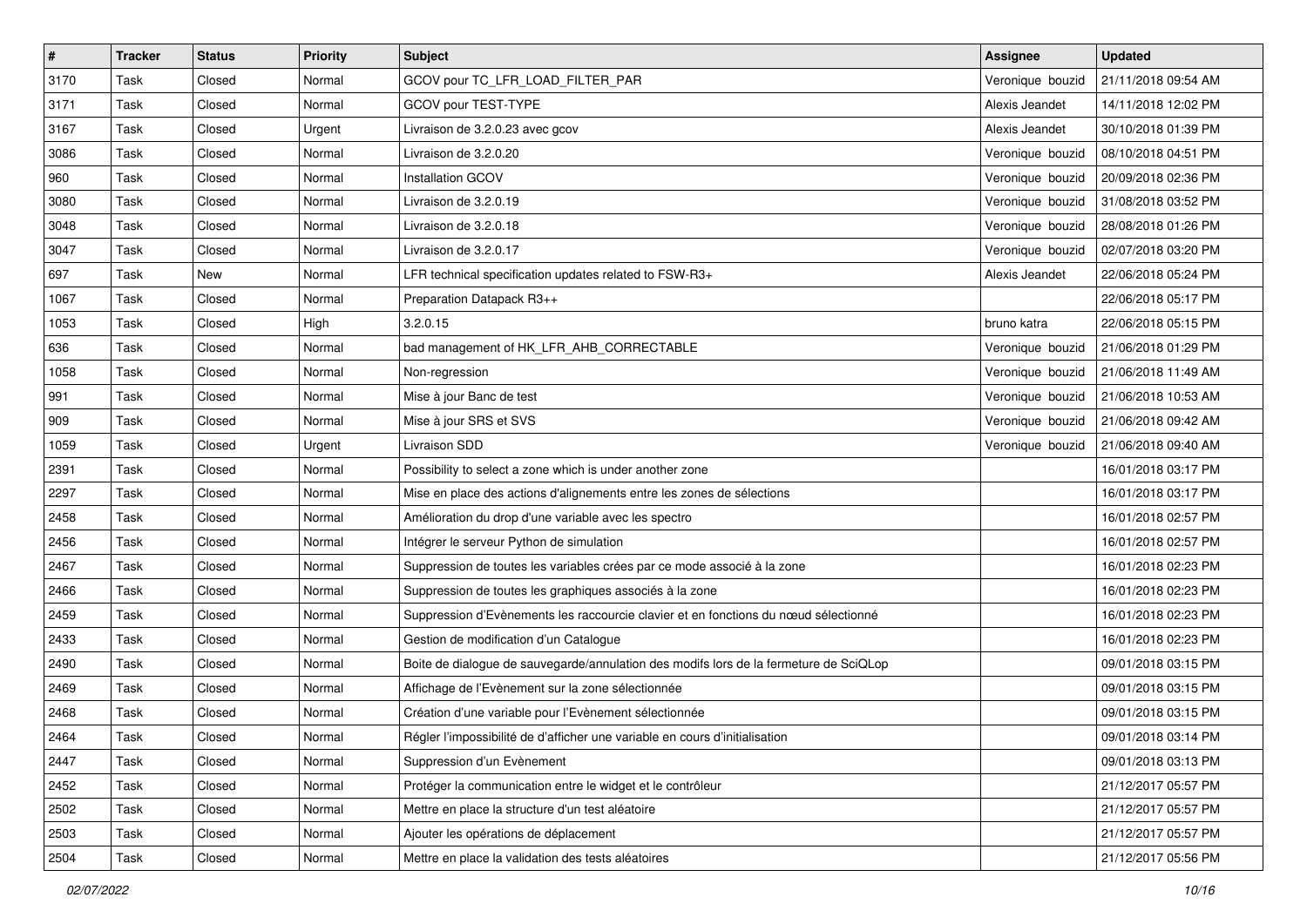| # | Tracker | Status | Priority | Subject | Assignee | Updated |
|---|---|---|---|---|---|---|
| 3170 | Task | Closed | Normal | GCOV pour TC_LFR_LOAD_FILTER_PAR | Veronique bouzid | 21/11/2018 09:54 AM |
| 3171 | Task | Closed | Normal | GCOV pour TEST-TYPE | Alexis Jeandet | 14/11/2018 12:02 PM |
| 3167 | Task | Closed | Urgent | Livraison de 3.2.0.23 avec gcov | Alexis Jeandet | 30/10/2018 01:39 PM |
| 3086 | Task | Closed | Normal | Livraison de 3.2.0.20 | Veronique bouzid | 08/10/2018 04:51 PM |
| 960 | Task | Closed | Normal | Installation GCOV | Veronique bouzid | 20/09/2018 02:36 PM |
| 3080 | Task | Closed | Normal | Livraison de 3.2.0.19 | Veronique bouzid | 31/08/2018 03:52 PM |
| 3048 | Task | Closed | Normal | Livraison de 3.2.0.18 | Veronique bouzid | 28/08/2018 01:26 PM |
| 3047 | Task | Closed | Normal | Livraison de 3.2.0.17 | Veronique bouzid | 02/07/2018 03:20 PM |
| 697 | Task | New | Normal | LFR technical specification updates related to FSW-R3+ | Alexis Jeandet | 22/06/2018 05:24 PM |
| 1067 | Task | Closed | Normal | Preparation Datapack R3++ | | 22/06/2018 05:17 PM |
| 1053 | Task | Closed | High | 3.2.0.15 | bruno katra | 22/06/2018 05:15 PM |
| 636 | Task | Closed | Normal | bad management of HK_LFR_AHB_CORRECTABLE | Veronique bouzid | 21/06/2018 01:29 PM |
| 1058 | Task | Closed | Normal | Non-regression | Veronique bouzid | 21/06/2018 11:49 AM |
| 991 | Task | Closed | Normal | Mise à jour Banc de test | Veronique bouzid | 21/06/2018 10:53 AM |
| 909 | Task | Closed | Normal | Mise à jour SRS et SVS | Veronique bouzid | 21/06/2018 09:42 AM |
| 1059 | Task | Closed | Urgent | Livraison SDD | Veronique bouzid | 21/06/2018 09:40 AM |
| 2391 | Task | Closed | Normal | Possibility to select a zone which is under another zone | | 16/01/2018 03:17 PM |
| 2297 | Task | Closed | Normal | Mise en place des actions d'alignements entre les zones de sélections | | 16/01/2018 03:17 PM |
| 2458 | Task | Closed | Normal | Amélioration du drop d'une variable avec les spectro | | 16/01/2018 02:57 PM |
| 2456 | Task | Closed | Normal | Intégrer le serveur Python de simulation | | 16/01/2018 02:57 PM |
| 2467 | Task | Closed | Normal | Suppression de toutes les variables crées par ce mode associé à la zone | | 16/01/2018 02:23 PM |
| 2466 | Task | Closed | Normal | Suppression de toutes les graphiques associés à la zone | | 16/01/2018 02:23 PM |
| 2459 | Task | Closed | Normal | Suppression d'Evènements les raccourcie clavier et en fonctions du nœud sélectionné | | 16/01/2018 02:23 PM |
| 2433 | Task | Closed | Normal | Gestion de modification d'un Catalogue | | 16/01/2018 02:23 PM |
| 2490 | Task | Closed | Normal | Boite de dialogue de sauvegarde/annulation des modifs lors de la fermeture de SciQLop | | 09/01/2018 03:15 PM |
| 2469 | Task | Closed | Normal | Affichage de l'Evènement sur la zone sélectionnée | | 09/01/2018 03:15 PM |
| 2468 | Task | Closed | Normal | Création d'une variable pour l'Evènement sélectionnée | | 09/01/2018 03:15 PM |
| 2464 | Task | Closed | Normal | Régler l'impossibilité de d'afficher une variable en cours d'initialisation | | 09/01/2018 03:14 PM |
| 2447 | Task | Closed | Normal | Suppression d'un Evènement | | 09/01/2018 03:13 PM |
| 2452 | Task | Closed | Normal | Protéger la communication entre le widget et le contrôleur | | 21/12/2017 05:57 PM |
| 2502 | Task | Closed | Normal | Mettre en place la structure d'un test aléatoire | | 21/12/2017 05:57 PM |
| 2503 | Task | Closed | Normal | Ajouter les opérations de déplacement | | 21/12/2017 05:57 PM |
| 2504 | Task | Closed | Normal | Mettre en place la validation des tests aléatoires | | 21/12/2017 05:56 PM |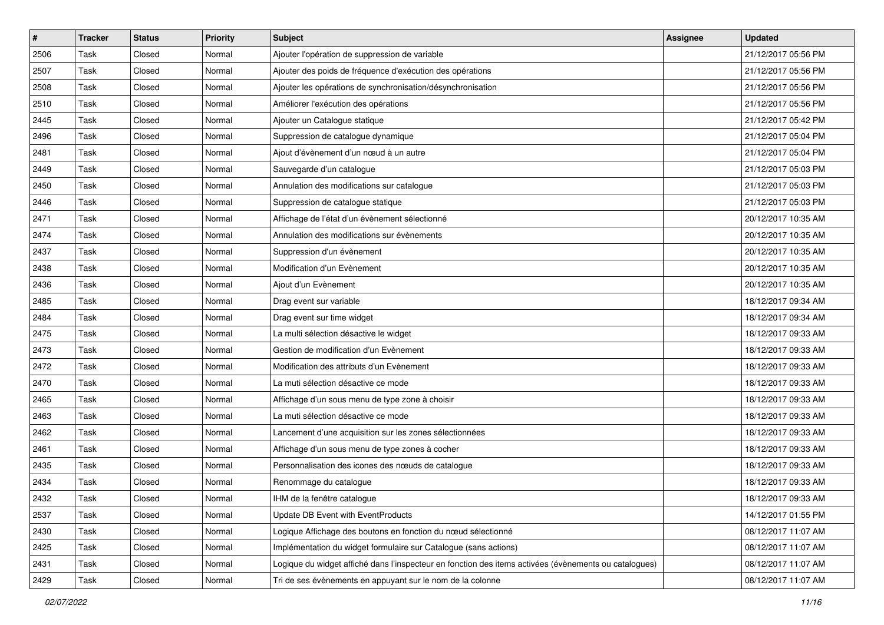| # | Tracker | Status | Priority | Subject | Assignee | Updated |
|---|---|---|---|---|---|---|
| 2506 | Task | Closed | Normal | Ajouter l'opération de suppression de variable | | 21/12/2017 05:56 PM |
| 2507 | Task | Closed | Normal | Ajouter des poids de fréquence d'exécution des opérations | | 21/12/2017 05:56 PM |
| 2508 | Task | Closed | Normal | Ajouter les opérations de synchronisation/désynchronisation | | 21/12/2017 05:56 PM |
| 2510 | Task | Closed | Normal | Améliorer l'exécution des opérations | | 21/12/2017 05:56 PM |
| 2445 | Task | Closed | Normal | Ajouter un Catalogue statique | | 21/12/2017 05:42 PM |
| 2496 | Task | Closed | Normal | Suppression de catalogue dynamique | | 21/12/2017 05:04 PM |
| 2481 | Task | Closed | Normal | Ajout d'évènement d'un nœud à un autre | | 21/12/2017 05:04 PM |
| 2449 | Task | Closed | Normal | Sauvegarde d'un catalogue | | 21/12/2017 05:03 PM |
| 2450 | Task | Closed | Normal | Annulation des modifications sur catalogue | | 21/12/2017 05:03 PM |
| 2446 | Task | Closed | Normal | Suppression de catalogue statique | | 21/12/2017 05:03 PM |
| 2471 | Task | Closed | Normal | Affichage de l'état d'un évènement sélectionné | | 20/12/2017 10:35 AM |
| 2474 | Task | Closed | Normal | Annulation des modifications sur évènements | | 20/12/2017 10:35 AM |
| 2437 | Task | Closed | Normal | Suppression d'un évènement | | 20/12/2017 10:35 AM |
| 2438 | Task | Closed | Normal | Modification d'un Evènement | | 20/12/2017 10:35 AM |
| 2436 | Task | Closed | Normal | Ajout d'un Evènement | | 20/12/2017 10:35 AM |
| 2485 | Task | Closed | Normal | Drag event sur variable | | 18/12/2017 09:34 AM |
| 2484 | Task | Closed | Normal | Drag event sur time widget | | 18/12/2017 09:34 AM |
| 2475 | Task | Closed | Normal | La multi sélection désactive le widget | | 18/12/2017 09:33 AM |
| 2473 | Task | Closed | Normal | Gestion de modification d'un Evènement | | 18/12/2017 09:33 AM |
| 2472 | Task | Closed | Normal | Modification des attributs d'un Evènement | | 18/12/2017 09:33 AM |
| 2470 | Task | Closed | Normal | La muti sélection désactive ce mode | | 18/12/2017 09:33 AM |
| 2465 | Task | Closed | Normal | Affichage d'un sous menu de type zone à choisir | | 18/12/2017 09:33 AM |
| 2463 | Task | Closed | Normal | La muti sélection désactive ce mode | | 18/12/2017 09:33 AM |
| 2462 | Task | Closed | Normal | Lancement d'une acquisition sur les zones sélectionnées | | 18/12/2017 09:33 AM |
| 2461 | Task | Closed | Normal | Affichage d'un sous menu de type zones à cocher | | 18/12/2017 09:33 AM |
| 2435 | Task | Closed | Normal | Personnalisation des icones des nœuds de catalogue | | 18/12/2017 09:33 AM |
| 2434 | Task | Closed | Normal | Renommage du catalogue | | 18/12/2017 09:33 AM |
| 2432 | Task | Closed | Normal | IHM de la fenêtre catalogue | | 18/12/2017 09:33 AM |
| 2537 | Task | Closed | Normal | Update DB Event with EventProducts | | 14/12/2017 01:55 PM |
| 2430 | Task | Closed | Normal | Logique Affichage des boutons en fonction du nœud sélectionné | | 08/12/2017 11:07 AM |
| 2425 | Task | Closed | Normal | Implémentation du widget formulaire sur Catalogue (sans actions) | | 08/12/2017 11:07 AM |
| 2431 | Task | Closed | Normal | Logique du widget affiché dans l'inspecteur en fonction des items activées (évènements ou catalogues) | | 08/12/2017 11:07 AM |
| 2429 | Task | Closed | Normal | Tri de ses évènements en appuyant sur le nom de la colonne | | 08/12/2017 11:07 AM |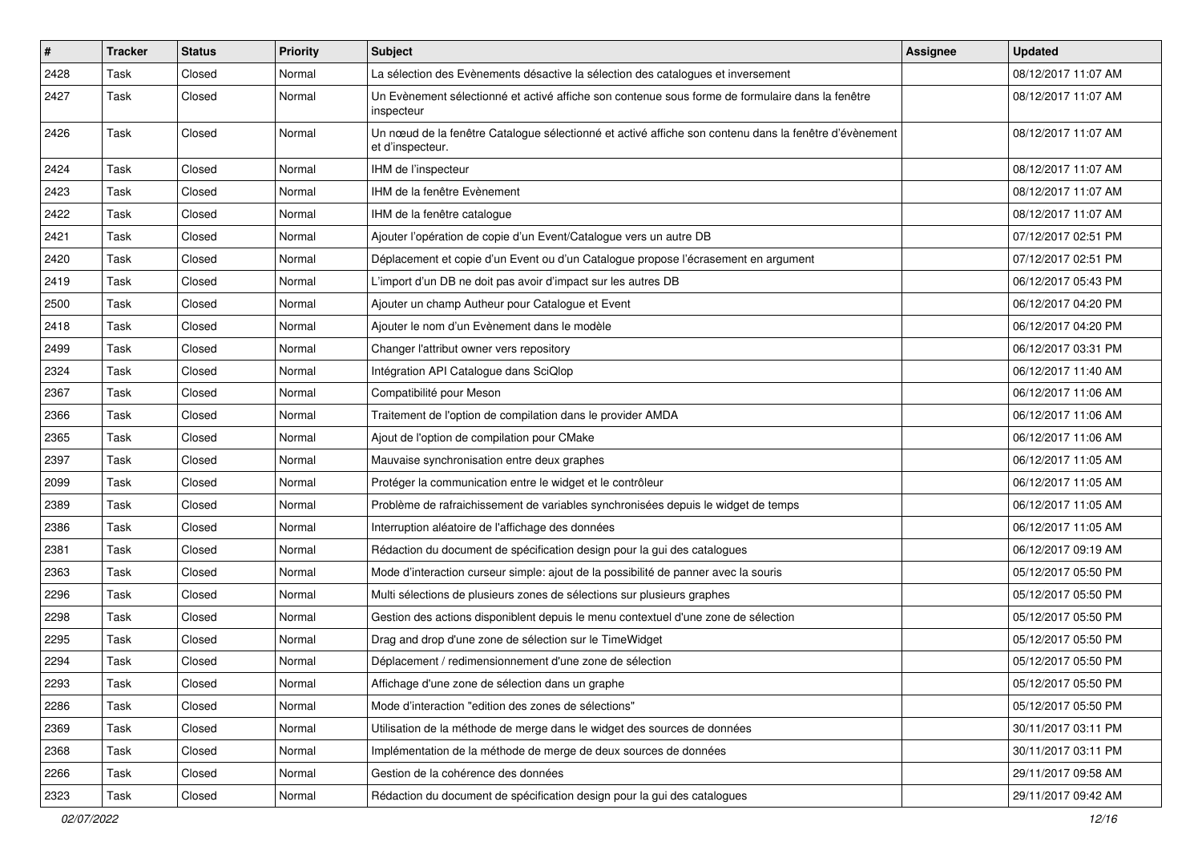| # | Tracker | Status | Priority | Subject | Assignee | Updated |
|---|---|---|---|---|---|---|
| 2428 | Task | Closed | Normal | La sélection des Evènements désactive la sélection des catalogues et inversement | | 08/12/2017 11:07 AM |
| 2427 | Task | Closed | Normal | Un Evènement sélectionné et activé affiche son contenue sous forme de formulaire dans la fenêtre inspecteur | | 08/12/2017 11:07 AM |
| 2426 | Task | Closed | Normal | Un nœud de la fenêtre Catalogue sélectionné et activé affiche son contenu dans la fenêtre d'évènement et d'inspecteur. | | 08/12/2017 11:07 AM |
| 2424 | Task | Closed | Normal | IHM de l'inspecteur | | 08/12/2017 11:07 AM |
| 2423 | Task | Closed | Normal | IHM de la fenêtre Evènement | | 08/12/2017 11:07 AM |
| 2422 | Task | Closed | Normal | IHM de la fenêtre catalogue | | 08/12/2017 11:07 AM |
| 2421 | Task | Closed | Normal | Ajouter l'opération de copie d'un Event/Catalogue vers un autre DB | | 07/12/2017 02:51 PM |
| 2420 | Task | Closed | Normal | Déplacement et copie d'un Event ou d'un Catalogue propose l'écrasement en argument | | 07/12/2017 02:51 PM |
| 2419 | Task | Closed | Normal | L'import d'un DB ne doit pas avoir d'impact sur les autres DB | | 06/12/2017 05:43 PM |
| 2500 | Task | Closed | Normal | Ajouter un champ Autheur pour Catalogue et Event | | 06/12/2017 04:20 PM |
| 2418 | Task | Closed | Normal | Ajouter le nom d'un Evènement dans le modèle | | 06/12/2017 04:20 PM |
| 2499 | Task | Closed | Normal | Changer l'attribut owner vers repository | | 06/12/2017 03:31 PM |
| 2324 | Task | Closed | Normal | Intégration API Catalogue dans SciQlop | | 06/12/2017 11:40 AM |
| 2367 | Task | Closed | Normal | Compatibilité pour Meson | | 06/12/2017 11:06 AM |
| 2366 | Task | Closed | Normal | Traitement de l'option de compilation dans le provider AMDA | | 06/12/2017 11:06 AM |
| 2365 | Task | Closed | Normal | Ajout de l'option de compilation pour CMake | | 06/12/2017 11:06 AM |
| 2397 | Task | Closed | Normal | Mauvaise synchronisation entre deux graphes | | 06/12/2017 11:05 AM |
| 2099 | Task | Closed | Normal | Protéger la communication entre le widget et le contrôleur | | 06/12/2017 11:05 AM |
| 2389 | Task | Closed | Normal | Problème de rafraichissement de variables synchronisées depuis le widget de temps | | 06/12/2017 11:05 AM |
| 2386 | Task | Closed | Normal | Interruption aléatoire de l'affichage des données | | 06/12/2017 11:05 AM |
| 2381 | Task | Closed | Normal | Rédaction du document de spécification design pour la gui des catalogues | | 06/12/2017 09:19 AM |
| 2363 | Task | Closed | Normal | Mode d'interaction curseur simple: ajout de la possibilité de panner avec la souris | | 05/12/2017 05:50 PM |
| 2296 | Task | Closed | Normal | Multi sélections de plusieurs zones de sélections sur plusieurs graphes | | 05/12/2017 05:50 PM |
| 2298 | Task | Closed | Normal | Gestion des actions disponiblent depuis le menu contextuel d'une zone de sélection | | 05/12/2017 05:50 PM |
| 2295 | Task | Closed | Normal | Drag and drop d'une zone de sélection sur le TimeWidget | | 05/12/2017 05:50 PM |
| 2294 | Task | Closed | Normal | Déplacement / redimensionnement d'une zone de sélection | | 05/12/2017 05:50 PM |
| 2293 | Task | Closed | Normal | Affichage d'une zone de sélection dans un graphe | | 05/12/2017 05:50 PM |
| 2286 | Task | Closed | Normal | Mode d'interaction "edition des zones de sélections" | | 05/12/2017 05:50 PM |
| 2369 | Task | Closed | Normal | Utilisation de la méthode de merge dans le widget des sources de données | | 30/11/2017 03:11 PM |
| 2368 | Task | Closed | Normal | Implémentation de la méthode de merge de deux sources de données | | 30/11/2017 03:11 PM |
| 2266 | Task | Closed | Normal | Gestion de la cohérence des données | | 29/11/2017 09:58 AM |
| 2323 | Task | Closed | Normal | Rédaction du document de spécification design pour la gui des catalogues | | 29/11/2017 09:42 AM |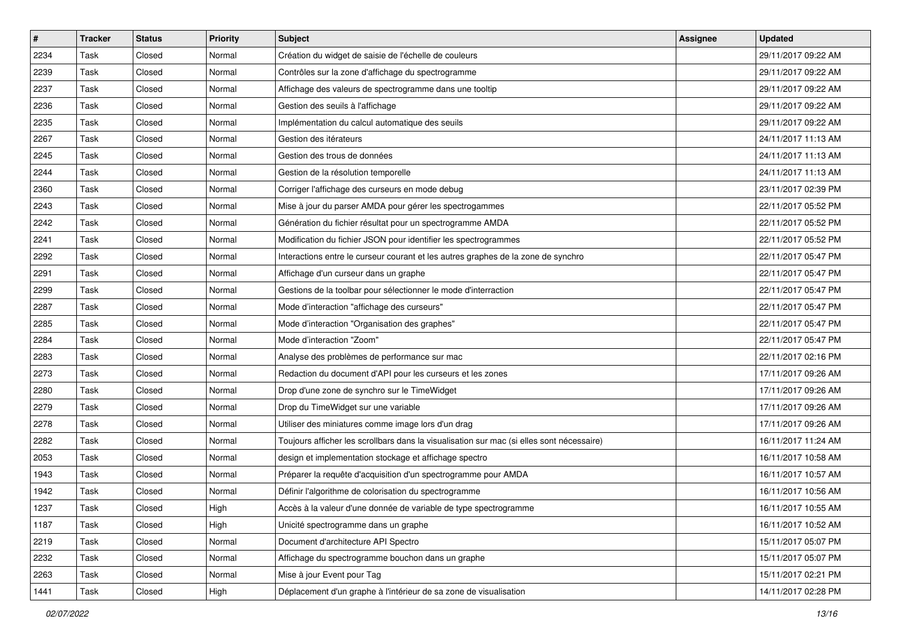| # | Tracker | Status | Priority | Subject | Assignee | Updated |
|---|---|---|---|---|---|---|
| 2234 | Task | Closed | Normal | Création du widget de saisie de l'échelle de couleurs | | 29/11/2017 09:22 AM |
| 2239 | Task | Closed | Normal | Contrôles sur la zone d'affichage du spectrogramme | | 29/11/2017 09:22 AM |
| 2237 | Task | Closed | Normal | Affichage des valeurs de spectrogramme dans une tooltip | | 29/11/2017 09:22 AM |
| 2236 | Task | Closed | Normal | Gestion des seuils à l'affichage | | 29/11/2017 09:22 AM |
| 2235 | Task | Closed | Normal | Implémentation du calcul automatique des seuils | | 29/11/2017 09:22 AM |
| 2267 | Task | Closed | Normal | Gestion des itérateurs | | 24/11/2017 11:13 AM |
| 2245 | Task | Closed | Normal | Gestion des trous de données | | 24/11/2017 11:13 AM |
| 2244 | Task | Closed | Normal | Gestion de la résolution temporelle | | 24/11/2017 11:13 AM |
| 2360 | Task | Closed | Normal | Corriger l'affichage des curseurs en mode debug | | 23/11/2017 02:39 PM |
| 2243 | Task | Closed | Normal | Mise à jour du parser AMDA pour gérer les spectrogammes | | 22/11/2017 05:52 PM |
| 2242 | Task | Closed | Normal | Génération du fichier résultat pour un spectrogramme AMDA | | 22/11/2017 05:52 PM |
| 2241 | Task | Closed | Normal | Modification du fichier JSON pour identifier les spectrogrammes | | 22/11/2017 05:52 PM |
| 2292 | Task | Closed | Normal | Interactions entre le curseur courant et les autres graphes de la zone de synchro | | 22/11/2017 05:47 PM |
| 2291 | Task | Closed | Normal | Affichage d'un curseur dans un graphe | | 22/11/2017 05:47 PM |
| 2299 | Task | Closed | Normal | Gestions de la toolbar pour sélectionner le mode d'interraction | | 22/11/2017 05:47 PM |
| 2287 | Task | Closed | Normal | Mode d'interaction "affichage des curseurs" | | 22/11/2017 05:47 PM |
| 2285 | Task | Closed | Normal | Mode d'interaction "Organisation des graphes" | | 22/11/2017 05:47 PM |
| 2284 | Task | Closed | Normal | Mode d'interaction "Zoom" | | 22/11/2017 05:47 PM |
| 2283 | Task | Closed | Normal | Analyse des problèmes de performance sur mac | | 22/11/2017 02:16 PM |
| 2273 | Task | Closed | Normal | Redaction du document d'API pour les curseurs et les zones | | 17/11/2017 09:26 AM |
| 2280 | Task | Closed | Normal | Drop d'une zone de synchro sur le TimeWidget | | 17/11/2017 09:26 AM |
| 2279 | Task | Closed | Normal | Drop du TimeWidget sur une variable | | 17/11/2017 09:26 AM |
| 2278 | Task | Closed | Normal | Utiliser des miniatures comme image lors d'un drag | | 17/11/2017 09:26 AM |
| 2282 | Task | Closed | Normal | Toujours afficher les scrollbars dans la visualisation sur mac (si elles sont nécessaire) | | 16/11/2017 11:24 AM |
| 2053 | Task | Closed | Normal | design et implementation stockage et affichage spectro | | 16/11/2017 10:58 AM |
| 1943 | Task | Closed | Normal | Préparer la requête d'acquisition d'un spectrogramme pour AMDA | | 16/11/2017 10:57 AM |
| 1942 | Task | Closed | Normal | Définir l'algorithme de colorisation du spectrogramme | | 16/11/2017 10:56 AM |
| 1237 | Task | Closed | High | Accès à la valeur d'une donnée de variable de type spectrogramme | | 16/11/2017 10:55 AM |
| 1187 | Task | Closed | High | Unicité spectrogramme dans un graphe | | 16/11/2017 10:52 AM |
| 2219 | Task | Closed | Normal | Document d'architecture API Spectro | | 15/11/2017 05:07 PM |
| 2232 | Task | Closed | Normal | Affichage du spectrogramme bouchon dans un graphe | | 15/11/2017 05:07 PM |
| 2263 | Task | Closed | Normal | Mise à jour Event pour Tag | | 15/11/2017 02:21 PM |
| 1441 | Task | Closed | High | Déplacement d'un graphe à l'intérieur de sa zone de visualisation | | 14/11/2017 02:28 PM |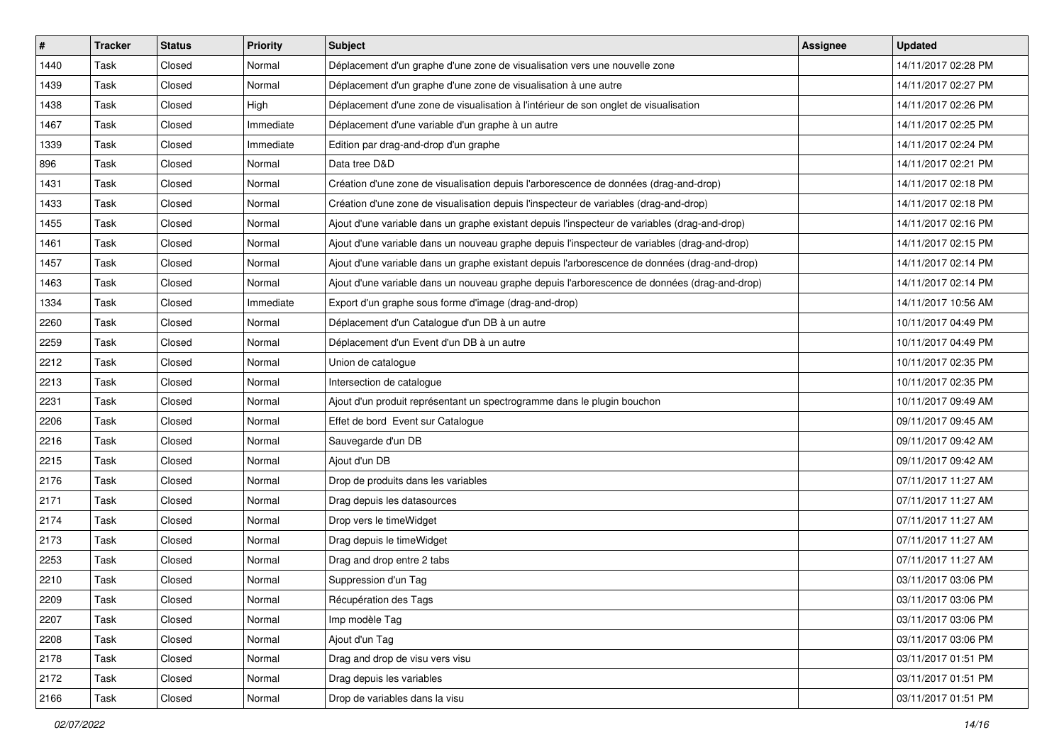| # | Tracker | Status | Priority | Subject | Assignee | Updated |
|---|---|---|---|---|---|---|
| 1440 | Task | Closed | Normal | Déplacement d'un graphe d'une zone de visualisation vers une nouvelle zone | | 14/11/2017 02:28 PM |
| 1439 | Task | Closed | Normal | Déplacement d'un graphe d'une zone de visualisation à une autre | | 14/11/2017 02:27 PM |
| 1438 | Task | Closed | High | Déplacement d'une zone de visualisation à l'intérieur de son onglet de visualisation | | 14/11/2017 02:26 PM |
| 1467 | Task | Closed | Immediate | Déplacement d'une variable d'un graphe à un autre | | 14/11/2017 02:25 PM |
| 1339 | Task | Closed | Immediate | Edition par drag-and-drop d'un graphe | | 14/11/2017 02:24 PM |
| 896 | Task | Closed | Normal | Data tree D&D | | 14/11/2017 02:21 PM |
| 1431 | Task | Closed | Normal | Création d'une zone de visualisation depuis l'arborescence de données (drag-and-drop) | | 14/11/2017 02:18 PM |
| 1433 | Task | Closed | Normal | Création d'une zone de visualisation depuis l'inspecteur de variables (drag-and-drop) | | 14/11/2017 02:18 PM |
| 1455 | Task | Closed | Normal | Ajout d'une variable dans un graphe existant depuis l'inspecteur de variables (drag-and-drop) | | 14/11/2017 02:16 PM |
| 1461 | Task | Closed | Normal | Ajout d'une variable dans un nouveau graphe depuis l'inspecteur de variables (drag-and-drop) | | 14/11/2017 02:15 PM |
| 1457 | Task | Closed | Normal | Ajout d'une variable dans un graphe existant depuis l'arborescence de données (drag-and-drop) | | 14/11/2017 02:14 PM |
| 1463 | Task | Closed | Normal | Ajout d'une variable dans un nouveau graphe depuis l'arborescence de données (drag-and-drop) | | 14/11/2017 02:14 PM |
| 1334 | Task | Closed | Immediate | Export d'un graphe sous forme d'image (drag-and-drop) | | 14/11/2017 10:56 AM |
| 2260 | Task | Closed | Normal | Déplacement d'un Catalogue d'un DB à un autre | | 10/11/2017 04:49 PM |
| 2259 | Task | Closed | Normal | Déplacement d'un Event d'un DB à un autre | | 10/11/2017 04:49 PM |
| 2212 | Task | Closed | Normal | Union de catalogue | | 10/11/2017 02:35 PM |
| 2213 | Task | Closed | Normal | Intersection de catalogue | | 10/11/2017 02:35 PM |
| 2231 | Task | Closed | Normal | Ajout d'un produit représentant un spectrogramme dans le plugin bouchon | | 10/11/2017 09:49 AM |
| 2206 | Task | Closed | Normal | Effet de bord Event sur Catalogue | | 09/11/2017 09:45 AM |
| 2216 | Task | Closed | Normal | Sauvegarde d'un DB | | 09/11/2017 09:42 AM |
| 2215 | Task | Closed | Normal | Ajout d'un DB | | 09/11/2017 09:42 AM |
| 2176 | Task | Closed | Normal | Drop de produits dans les variables | | 07/11/2017 11:27 AM |
| 2171 | Task | Closed | Normal | Drag depuis les datasources | | 07/11/2017 11:27 AM |
| 2174 | Task | Closed | Normal | Drop vers le timeWidget | | 07/11/2017 11:27 AM |
| 2173 | Task | Closed | Normal | Drag depuis le timeWidget | | 07/11/2017 11:27 AM |
| 2253 | Task | Closed | Normal | Drag and drop entre 2 tabs | | 07/11/2017 11:27 AM |
| 2210 | Task | Closed | Normal | Suppression d'un Tag | | 03/11/2017 03:06 PM |
| 2209 | Task | Closed | Normal | Récupération des Tags | | 03/11/2017 03:06 PM |
| 2207 | Task | Closed | Normal | Imp modèle Tag | | 03/11/2017 03:06 PM |
| 2208 | Task | Closed | Normal | Ajout d'un Tag | | 03/11/2017 03:06 PM |
| 2178 | Task | Closed | Normal | Drag and drop de visu vers visu | | 03/11/2017 01:51 PM |
| 2172 | Task | Closed | Normal | Drag depuis les variables | | 03/11/2017 01:51 PM |
| 2166 | Task | Closed | Normal | Drop de variables dans la visu | | 03/11/2017 01:51 PM |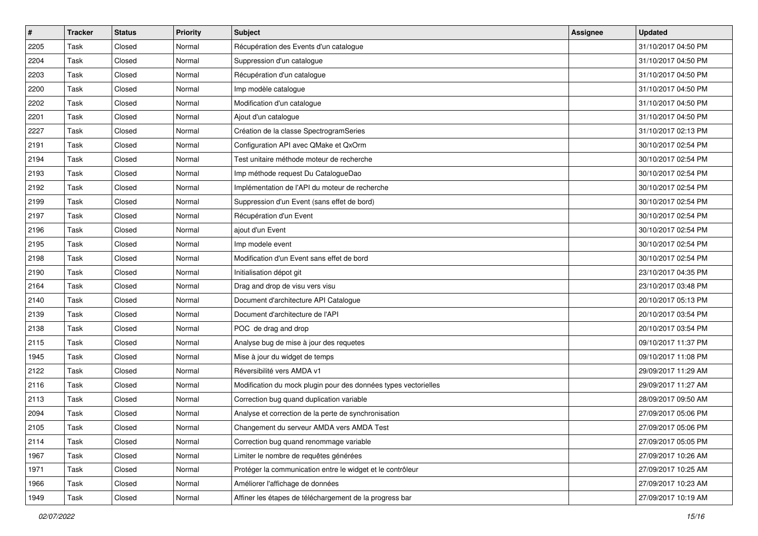| # | Tracker | Status | Priority | Subject | Assignee | Updated |
|---|---|---|---|---|---|---|
| 2205 | Task | Closed | Normal | Récupération des Events d'un catalogue | | 31/10/2017 04:50 PM |
| 2204 | Task | Closed | Normal | Suppression d'un catalogue | | 31/10/2017 04:50 PM |
| 2203 | Task | Closed | Normal | Récupération d'un catalogue | | 31/10/2017 04:50 PM |
| 2200 | Task | Closed | Normal | Imp modèle catalogue | | 31/10/2017 04:50 PM |
| 2202 | Task | Closed | Normal | Modification d'un catalogue | | 31/10/2017 04:50 PM |
| 2201 | Task | Closed | Normal | Ajout d'un catalogue | | 31/10/2017 04:50 PM |
| 2227 | Task | Closed | Normal | Création de la classe SpectrogramSeries | | 31/10/2017 02:13 PM |
| 2191 | Task | Closed | Normal | Configuration API avec QMake et QxOrm | | 30/10/2017 02:54 PM |
| 2194 | Task | Closed | Normal | Test unitaire méthode moteur de recherche | | 30/10/2017 02:54 PM |
| 2193 | Task | Closed | Normal | Imp méthode request Du CatalogueDao | | 30/10/2017 02:54 PM |
| 2192 | Task | Closed | Normal | Implémentation de l'API du moteur de recherche | | 30/10/2017 02:54 PM |
| 2199 | Task | Closed | Normal | Suppression d'un Event (sans effet de bord) | | 30/10/2017 02:54 PM |
| 2197 | Task | Closed | Normal | Récupération d'un Event | | 30/10/2017 02:54 PM |
| 2196 | Task | Closed | Normal | ajout d'un Event | | 30/10/2017 02:54 PM |
| 2195 | Task | Closed | Normal | Imp modele event | | 30/10/2017 02:54 PM |
| 2198 | Task | Closed | Normal | Modification d'un Event sans effet de bord | | 30/10/2017 02:54 PM |
| 2190 | Task | Closed | Normal | Initialisation dépot git | | 23/10/2017 04:35 PM |
| 2164 | Task | Closed | Normal | Drag and drop de visu vers visu | | 23/10/2017 03:48 PM |
| 2140 | Task | Closed | Normal | Document d'architecture API Catalogue | | 20/10/2017 05:13 PM |
| 2139 | Task | Closed | Normal | Document d'architecture de l'API | | 20/10/2017 03:54 PM |
| 2138 | Task | Closed | Normal | POC de drag and drop | | 20/10/2017 03:54 PM |
| 2115 | Task | Closed | Normal | Analyse bug de mise à jour des requetes | | 09/10/2017 11:37 PM |
| 1945 | Task | Closed | Normal | Mise à jour du widget de temps | | 09/10/2017 11:08 PM |
| 2122 | Task | Closed | Normal | Réversibilité vers AMDA v1 | | 29/09/2017 11:29 AM |
| 2116 | Task | Closed | Normal | Modification du mock plugin pour des données types vectorielles | | 29/09/2017 11:27 AM |
| 2113 | Task | Closed | Normal | Correction bug quand duplication variable | | 28/09/2017 09:50 AM |
| 2094 | Task | Closed | Normal | Analyse et correction de la perte de synchronisation | | 27/09/2017 05:06 PM |
| 2105 | Task | Closed | Normal | Changement du serveur AMDA vers AMDA Test | | 27/09/2017 05:06 PM |
| 2114 | Task | Closed | Normal | Correction bug quand renommage variable | | 27/09/2017 05:05 PM |
| 1967 | Task | Closed | Normal | Limiter le nombre de requêtes générées | | 27/09/2017 10:26 AM |
| 1971 | Task | Closed | Normal | Protéger la communication entre le widget et le contrôleur | | 27/09/2017 10:25 AM |
| 1966 | Task | Closed | Normal | Améliorer l'affichage de données | | 27/09/2017 10:23 AM |
| 1949 | Task | Closed | Normal | Affiner les étapes de téléchargement de la progress bar | | 27/09/2017 10:19 AM |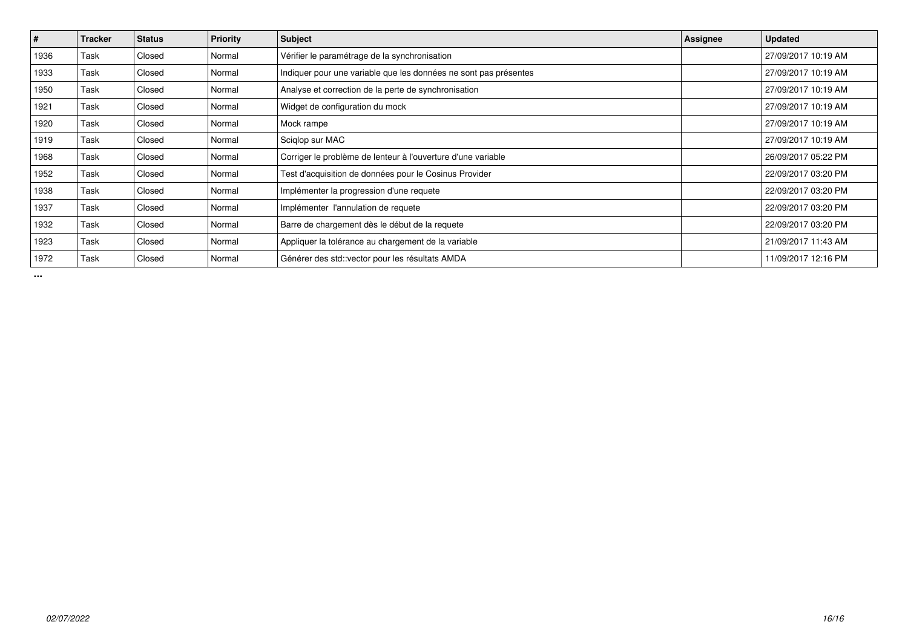| # | Tracker | Status | Priority | Subject | Assignee | Updated |
|---|---|---|---|---|---|---|
| 1936 | Task | Closed | Normal | Vérifier le paramétrage de la synchronisation | | 27/09/2017 10:19 AM |
| 1933 | Task | Closed | Normal | Indiquer pour une variable que les données ne sont pas présentes | | 27/09/2017 10:19 AM |
| 1950 | Task | Closed | Normal | Analyse et correction de la perte de synchronisation | | 27/09/2017 10:19 AM |
| 1921 | Task | Closed | Normal | Widget de configuration du mock | | 27/09/2017 10:19 AM |
| 1920 | Task | Closed | Normal | Mock rampe | | 27/09/2017 10:19 AM |
| 1919 | Task | Closed | Normal | Sciqlop sur MAC | | 27/09/2017 10:19 AM |
| 1968 | Task | Closed | Normal | Corriger le problème de lenteur à l'ouverture d'une variable | | 26/09/2017 05:22 PM |
| 1952 | Task | Closed | Normal | Test d'acquisition de données pour le Cosinus Provider | | 22/09/2017 03:20 PM |
| 1938 | Task | Closed | Normal | Implémenter la progression d'une requete | | 22/09/2017 03:20 PM |
| 1937 | Task | Closed | Normal | Implémenter  l'annulation de requete | | 22/09/2017 03:20 PM |
| 1932 | Task | Closed | Normal | Barre de chargement dès le début de la requete | | 22/09/2017 03:20 PM |
| 1923 | Task | Closed | Normal | Appliquer la tolérance au chargement de la variable | | 21/09/2017 11:43 AM |
| 1972 | Task | Closed | Normal | Générer des std::vector pour les résultats AMDA | | 11/09/2017 12:16 PM |

...